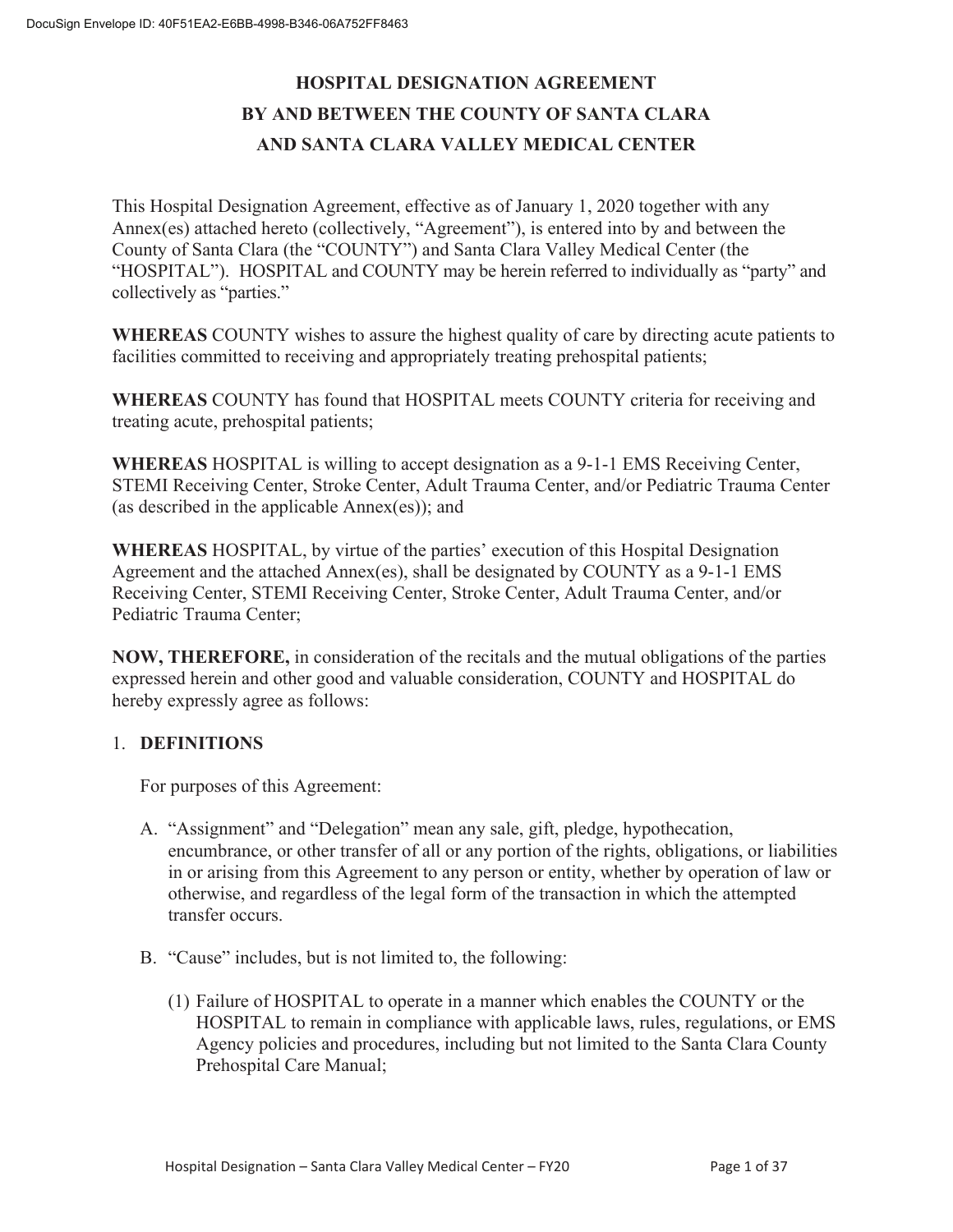# HOSPITAL DESIGNATION AGREEMENT
# BY AND BETWEEN THE COUNTY OF SANTA CLARA
# AND SANTA CLARA VALLEY MEDICAL CENTER

This Hospital Designation Agreement, effective as of January 1, 2020 together with any Annex(es) attached hereto (collectively, "Agreement"), is entered into by and between the County of Santa Clara (the "COUNTY") and Santa Clara Valley Medical Center (the "HOSPITAL"). HOSPITAL and COUNTY may be herein referred to individually as "party" and collectively as "parties."

**WHEREAS** COUNTY wishes to assure the highest quality of care by directing acute patients to facilities committed to receiving and appropriately treating prehospital patients;

**WHEREAS** COUNTY has found that HOSPITAL meets COUNTY criteria for receiving and treating acute, prehospital patients;

**WHEREAS** HOSPITAL is willing to accept designation as a 9-1-1 EMS Receiving Center, STEMI Receiving Center, Stroke Center, Adult Trauma Center, and/or Pediatric Trauma Center (as described in the applicable Annex(es)); and

**WHEREAS** HOSPITAL, by virtue of the parties' execution of this Hospital Designation Agreement and the attached Annex(es), shall be designated by COUNTY as a 9-1-1 EMS Receiving Center, STEMI Receiving Center, Stroke Center, Adult Trauma Center, and/or Pediatric Trauma Center;

**NOW, THEREFORE,** in consideration of the recitals and the mutual obligations of the parties expressed herein and other good and valuable consideration, COUNTY and HOSPITAL do hereby expressly agree as follows:

## 1. DEFINITIONS

For purposes of this Agreement:

A. "Assignment" and "Delegation" mean any sale, gift, pledge, hypothecation, encumbrance, or other transfer of all or any portion of the rights, obligations, or liabilities in or arising from this Agreement to any person or entity, whether by operation of law or otherwise, and regardless of the legal form of the transaction in which the attempted transfer occurs.

B. "Cause" includes, but is not limited to, the following:

(1) Failure of HOSPITAL to operate in a manner which enables the COUNTY or the HOSPITAL to remain in compliance with applicable laws, rules, regulations, or EMS Agency policies and procedures, including but not limited to the Santa Clara County Prehospital Care Manual;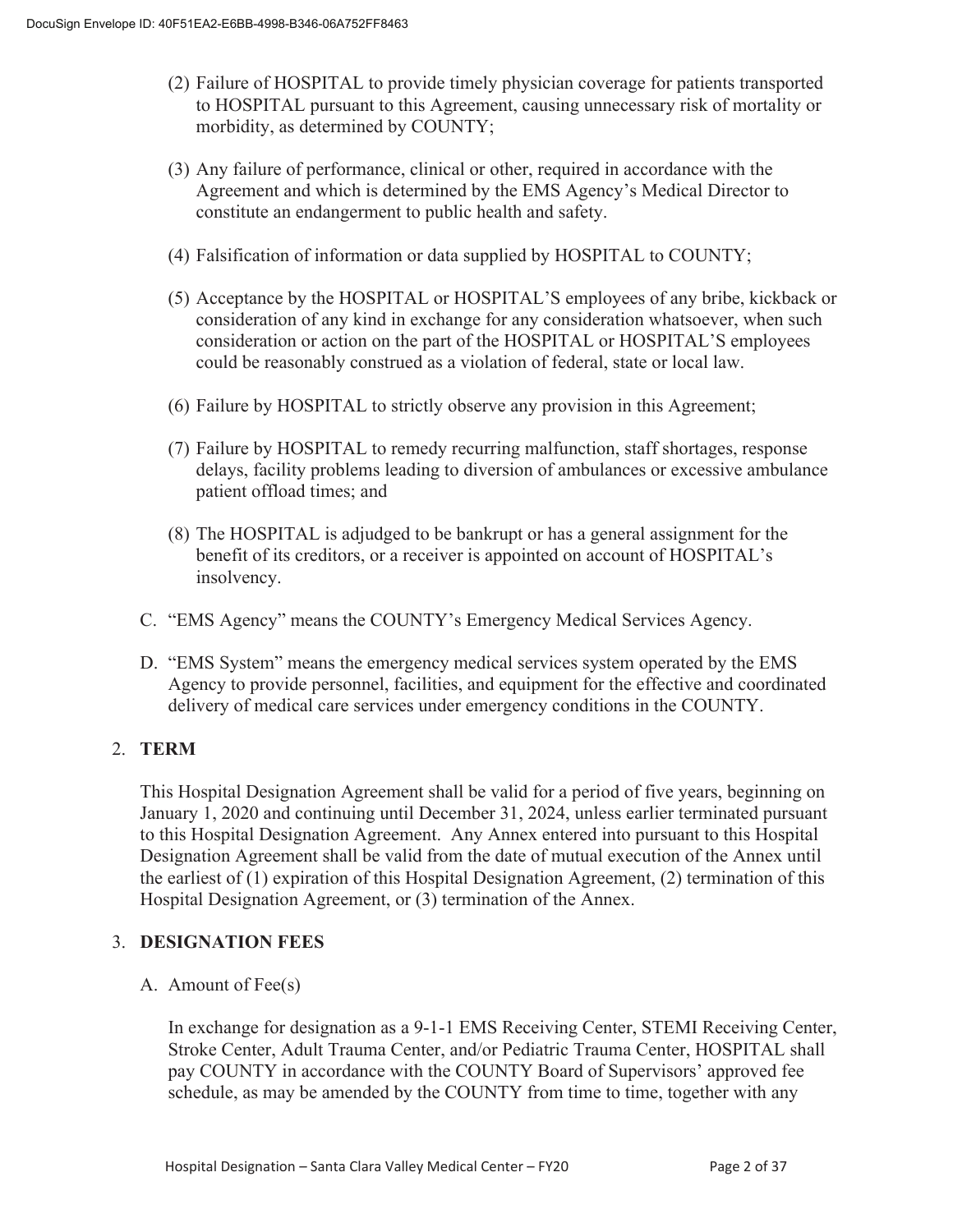(2) Failure of HOSPITAL to provide timely physician coverage for patients transported to HOSPITAL pursuant to this Agreement, causing unnecessary risk of mortality or morbidity, as determined by COUNTY;

(3) Any failure of performance, clinical or other, required in accordance with the Agreement and which is determined by the EMS Agency's Medical Director to constitute an endangerment to public health and safety.

(4) Falsification of information or data supplied by HOSPITAL to COUNTY;

(5) Acceptance by the HOSPITAL or HOSPITAL'S employees of any bribe, kickback or consideration of any kind in exchange for any consideration whatsoever, when such consideration or action on the part of the HOSPITAL or HOSPITAL'S employees could be reasonably construed as a violation of federal, state or local law.

(6) Failure by HOSPITAL to strictly observe any provision in this Agreement;

(7) Failure by HOSPITAL to remedy recurring malfunction, staff shortages, response delays, facility problems leading to diversion of ambulances or excessive ambulance patient offload times; and

(8) The HOSPITAL is adjudged to be bankrupt or has a general assignment for the benefit of its creditors, or a receiver is appointed on account of HOSPITAL's insolvency.

C. "EMS Agency" means the COUNTY's Emergency Medical Services Agency.

D. "EMS System" means the emergency medical services system operated by the EMS Agency to provide personnel, facilities, and equipment for the effective and coordinated delivery of medical care services under emergency conditions in the COUNTY.

## 2. TERM

This Hospital Designation Agreement shall be valid for a period of five years, beginning on January 1, 2020 and continuing until December 31, 2024, unless earlier terminated pursuant to this Hospital Designation Agreement. Any Annex entered into pursuant to this Hospital Designation Agreement shall be valid from the date of mutual execution of the Annex until the earliest of (1) expiration of this Hospital Designation Agreement, (2) termination of this Hospital Designation Agreement, or (3) termination of the Annex.

## 3. DESIGNATION FEES

A. Amount of Fee(s)

In exchange for designation as a 9-1-1 EMS Receiving Center, STEMI Receiving Center, Stroke Center, Adult Trauma Center, and/or Pediatric Trauma Center, HOSPITAL shall pay COUNTY in accordance with the COUNTY Board of Supervisors' approved fee schedule, as may be amended by the COUNTY from time to time, together with any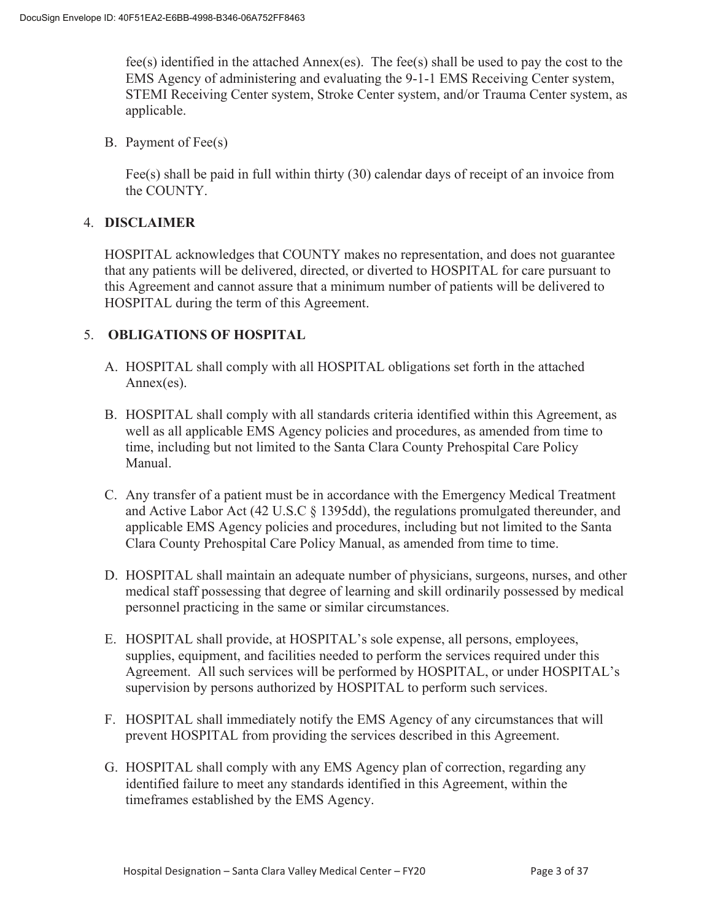fee(s) identified in the attached Annex(es). The fee(s) shall be used to pay the cost to the EMS Agency of administering and evaluating the 9-1-1 EMS Receiving Center system, STEMI Receiving Center system, Stroke Center system, and/or Trauma Center system, as applicable.

B. Payment of Fee(s)

Fee(s) shall be paid in full within thirty (30) calendar days of receipt of an invoice from the COUNTY.

4. **DISCLAIMER**

HOSPITAL acknowledges that COUNTY makes no representation, and does not guarantee that any patients will be delivered, directed, or diverted to HOSPITAL for care pursuant to this Agreement and cannot assure that a minimum number of patients will be delivered to HOSPITAL during the term of this Agreement.

5. **OBLIGATIONS OF HOSPITAL**

A. HOSPITAL shall comply with all HOSPITAL obligations set forth in the attached Annex(es).

B. HOSPITAL shall comply with all standards criteria identified within this Agreement, as well as all applicable EMS Agency policies and procedures, as amended from time to time, including but not limited to the Santa Clara County Prehospital Care Policy Manual.

C. Any transfer of a patient must be in accordance with the Emergency Medical Treatment and Active Labor Act (42 U.S.C § 1395dd), the regulations promulgated thereunder, and applicable EMS Agency policies and procedures, including but not limited to the Santa Clara County Prehospital Care Policy Manual, as amended from time to time.

D. HOSPITAL shall maintain an adequate number of physicians, surgeons, nurses, and other medical staff possessing that degree of learning and skill ordinarily possessed by medical personnel practicing in the same or similar circumstances.

E. HOSPITAL shall provide, at HOSPITAL's sole expense, all persons, employees, supplies, equipment, and facilities needed to perform the services required under this Agreement. All such services will be performed by HOSPITAL, or under HOSPITAL's supervision by persons authorized by HOSPITAL to perform such services.

F. HOSPITAL shall immediately notify the EMS Agency of any circumstances that will prevent HOSPITAL from providing the services described in this Agreement.

G. HOSPITAL shall comply with any EMS Agency plan of correction, regarding any identified failure to meet any standards identified in this Agreement, within the timeframes established by the EMS Agency.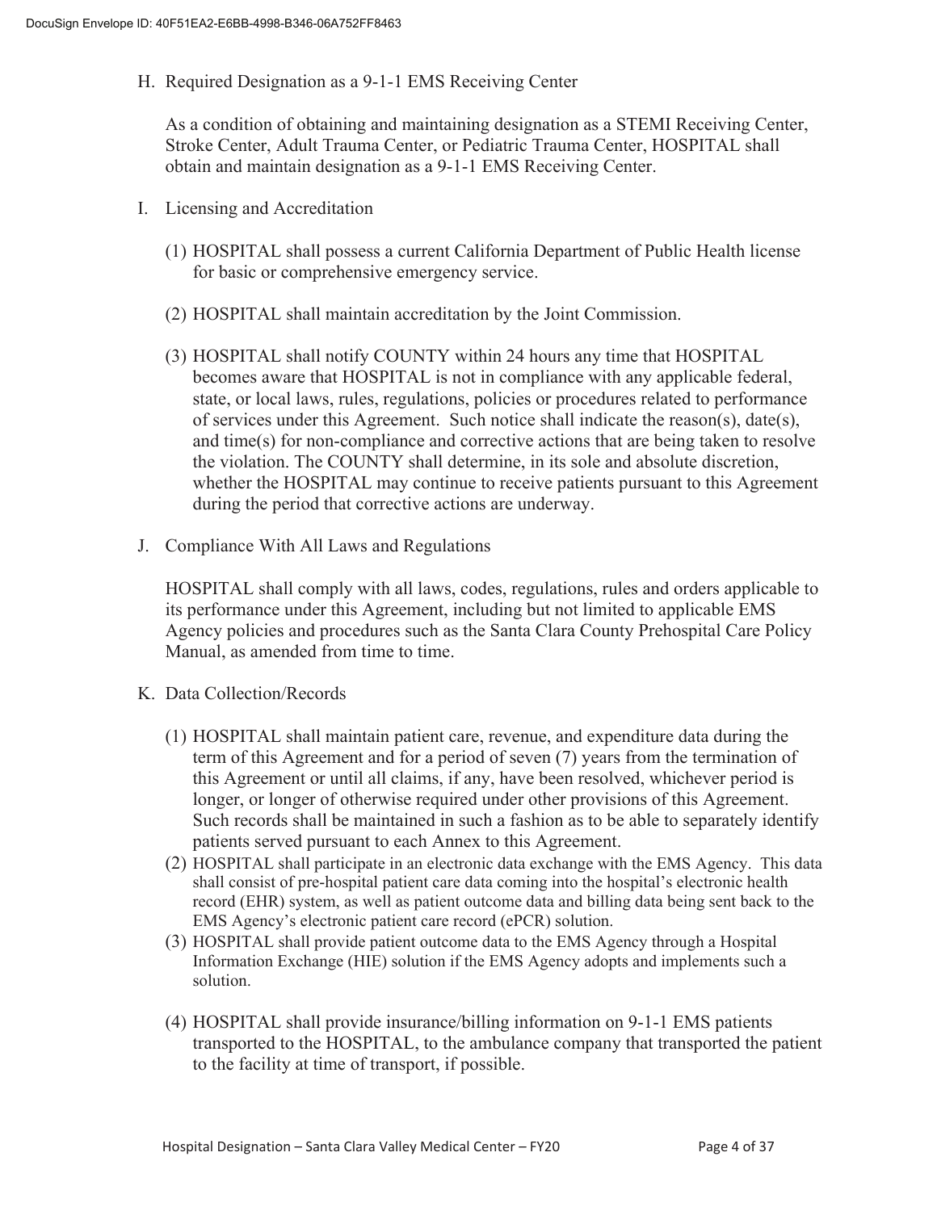H. Required Designation as a 9-1-1 EMS Receiving Center

   As a condition of obtaining and maintaining designation as a STEMI Receiving Center, Stroke Center, Adult Trauma Center, or Pediatric Trauma Center, HOSPITAL shall obtain and maintain designation as a 9-1-1 EMS Receiving Center.

I. Licensing and Accreditation

   (1) HOSPITAL shall possess a current California Department of Public Health license for basic or comprehensive emergency service.

   (2) HOSPITAL shall maintain accreditation by the Joint Commission.

   (3) HOSPITAL shall notify COUNTY within 24 hours any time that HOSPITAL becomes aware that HOSPITAL is not in compliance with any applicable federal, state, or local laws, rules, regulations, policies or procedures related to performance of services under this Agreement. Such notice shall indicate the reason(s), date(s), and time(s) for non-compliance and corrective actions that are being taken to resolve the violation. The COUNTY shall determine, in its sole and absolute discretion, whether the HOSPITAL may continue to receive patients pursuant to this Agreement during the period that corrective actions are underway.

J. Compliance With All Laws and Regulations

   HOSPITAL shall comply with all laws, codes, regulations, rules and orders applicable to its performance under this Agreement, including but not limited to applicable EMS Agency policies and procedures such as the Santa Clara County Prehospital Care Policy Manual, as amended from time to time.

K. Data Collection/Records

   (1) HOSPITAL shall maintain patient care, revenue, and expenditure data during the term of this Agreement and for a period of seven (7) years from the termination of this Agreement or until all claims, if any, have been resolved, whichever period is longer, or longer of otherwise required under other provisions of this Agreement. Such records shall be maintained in such a fashion as to be able to separately identify patients served pursuant to each Annex to this Agreement.

   (2) HOSPITAL shall participate in an electronic data exchange with the EMS Agency. This data shall consist of pre-hospital patient care data coming into the hospital's electronic health record (EHR) system, as well as patient outcome data and billing data being sent back to the EMS Agency's electronic patient care record (ePCR) solution.

   (3) HOSPITAL shall provide patient outcome data to the EMS Agency through a Hospital Information Exchange (HIE) solution if the EMS Agency adopts and implements such a solution.

   (4) HOSPITAL shall provide insurance/billing information on 9-1-1 EMS patients transported to the HOSPITAL, to the ambulance company that transported the patient to the facility at time of transport, if possible.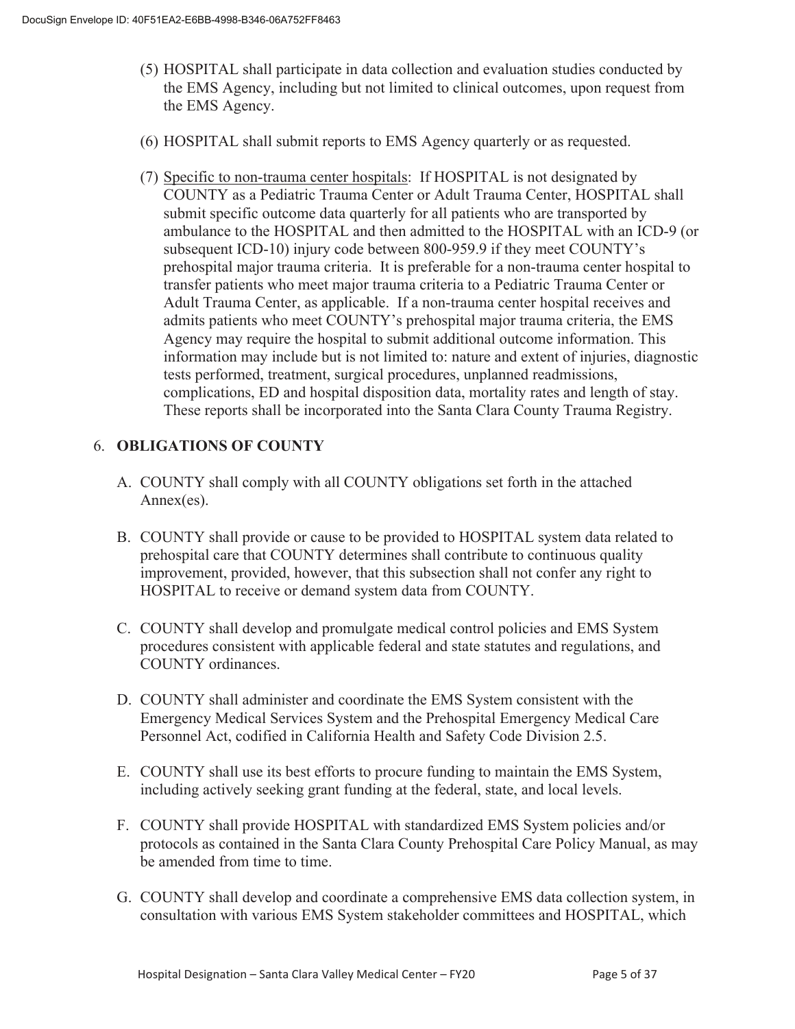(5) HOSPITAL shall participate in data collection and evaluation studies conducted by the EMS Agency, including but not limited to clinical outcomes, upon request from the EMS Agency.

(6) HOSPITAL shall submit reports to EMS Agency quarterly or as requested.

(7) Specific to non-trauma center hospitals: If HOSPITAL is not designated by COUNTY as a Pediatric Trauma Center or Adult Trauma Center, HOSPITAL shall submit specific outcome data quarterly for all patients who are transported by ambulance to the HOSPITAL and then admitted to the HOSPITAL with an ICD-9 (or subsequent ICD-10) injury code between 800-959.9 if they meet COUNTY's prehospital major trauma criteria. It is preferable for a non-trauma center hospital to transfer patients who meet major trauma criteria to a Pediatric Trauma Center or Adult Trauma Center, as applicable. If a non-trauma center hospital receives and admits patients who meet COUNTY's prehospital major trauma criteria, the EMS Agency may require the hospital to submit additional outcome information. This information may include but is not limited to: nature and extent of injuries, diagnostic tests performed, treatment, surgical procedures, unplanned readmissions, complications, ED and hospital disposition data, mortality rates and length of stay. These reports shall be incorporated into the Santa Clara County Trauma Registry.

## 6. OBLIGATIONS OF COUNTY

A. COUNTY shall comply with all COUNTY obligations set forth in the attached Annex(es).

B. COUNTY shall provide or cause to be provided to HOSPITAL system data related to prehospital care that COUNTY determines shall contribute to continuous quality improvement, provided, however, that this subsection shall not confer any right to HOSPITAL to receive or demand system data from COUNTY.

C. COUNTY shall develop and promulgate medical control policies and EMS System procedures consistent with applicable federal and state statutes and regulations, and COUNTY ordinances.

D. COUNTY shall administer and coordinate the EMS System consistent with the Emergency Medical Services System and the Prehospital Emergency Medical Care Personnel Act, codified in California Health and Safety Code Division 2.5.

E. COUNTY shall use its best efforts to procure funding to maintain the EMS System, including actively seeking grant funding at the federal, state, and local levels.

F. COUNTY shall provide HOSPITAL with standardized EMS System policies and/or protocols as contained in the Santa Clara County Prehospital Care Policy Manual, as may be amended from time to time.

G. COUNTY shall develop and coordinate a comprehensive EMS data collection system, in consultation with various EMS System stakeholder committees and HOSPITAL, which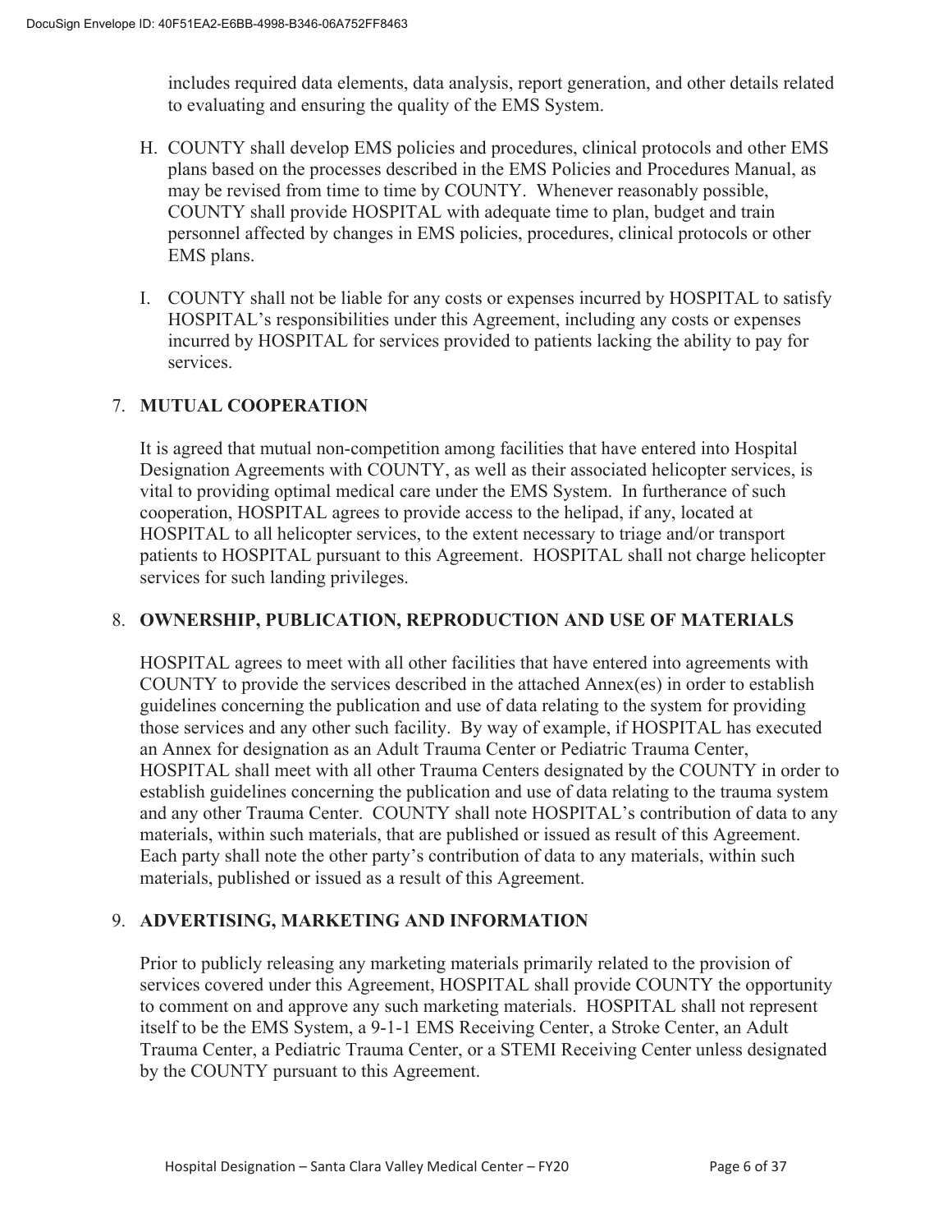includes required data elements, data analysis, report generation, and other details related to evaluating and ensuring the quality of the EMS System.

H. COUNTY shall develop EMS policies and procedures, clinical protocols and other EMS plans based on the processes described in the EMS Policies and Procedures Manual, as may be revised from time to time by COUNTY. Whenever reasonably possible, COUNTY shall provide HOSPITAL with adequate time to plan, budget and train personnel affected by changes in EMS policies, procedures, clinical protocols or other EMS plans.

I. COUNTY shall not be liable for any costs or expenses incurred by HOSPITAL to satisfy HOSPITAL's responsibilities under this Agreement, including any costs or expenses incurred by HOSPITAL for services provided to patients lacking the ability to pay for services.

## 7. MUTUAL COOPERATION

It is agreed that mutual non-competition among facilities that have entered into Hospital Designation Agreements with COUNTY, as well as their associated helicopter services, is vital to providing optimal medical care under the EMS System. In furtherance of such cooperation, HOSPITAL agrees to provide access to the helipad, if any, located at HOSPITAL to all helicopter services, to the extent necessary to triage and/or transport patients to HOSPITAL pursuant to this Agreement. HOSPITAL shall not charge helicopter services for such landing privileges.

## 8. OWNERSHIP, PUBLICATION, REPRODUCTION AND USE OF MATERIALS

HOSPITAL agrees to meet with all other facilities that have entered into agreements with COUNTY to provide the services described in the attached Annex(es) in order to establish guidelines concerning the publication and use of data relating to the system for providing those services and any other such facility. By way of example, if HOSPITAL has executed an Annex for designation as an Adult Trauma Center or Pediatric Trauma Center, HOSPITAL shall meet with all other Trauma Centers designated by the COUNTY in order to establish guidelines concerning the publication and use of data relating to the trauma system and any other Trauma Center. COUNTY shall note HOSPITAL's contribution of data to any materials, within such materials, that are published or issued as result of this Agreement. Each party shall note the other party's contribution of data to any materials, within such materials, published or issued as a result of this Agreement.

## 9. ADVERTISING, MARKETING AND INFORMATION

Prior to publicly releasing any marketing materials primarily related to the provision of services covered under this Agreement, HOSPITAL shall provide COUNTY the opportunity to comment on and approve any such marketing materials. HOSPITAL shall not represent itself to be the EMS System, a 9-1-1 EMS Receiving Center, a Stroke Center, an Adult Trauma Center, a Pediatric Trauma Center, or a STEMI Receiving Center unless designated by the COUNTY pursuant to this Agreement.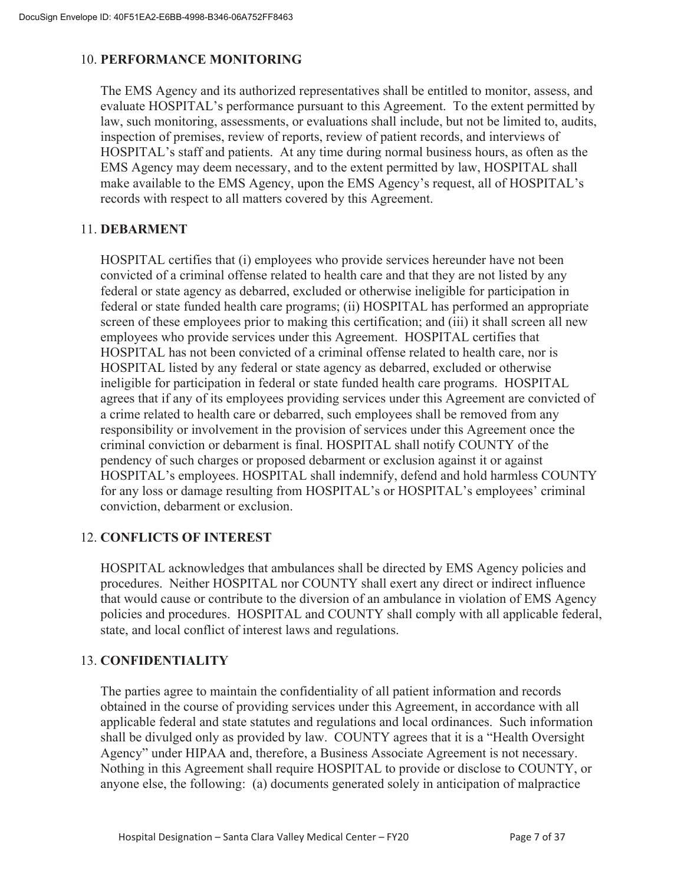## 10. PERFORMANCE MONITORING

The EMS Agency and its authorized representatives shall be entitled to monitor, assess, and evaluate HOSPITAL's performance pursuant to this Agreement. To the extent permitted by law, such monitoring, assessments, or evaluations shall include, but not be limited to, audits, inspection of premises, review of reports, review of patient records, and interviews of HOSPITAL's staff and patients. At any time during normal business hours, as often as the EMS Agency may deem necessary, and to the extent permitted by law, HOSPITAL shall make available to the EMS Agency, upon the EMS Agency's request, all of HOSPITAL's records with respect to all matters covered by this Agreement.

## 11. DEBARMENT

HOSPITAL certifies that (i) employees who provide services hereunder have not been convicted of a criminal offense related to health care and that they are not listed by any federal or state agency as debarred, excluded or otherwise ineligible for participation in federal or state funded health care programs; (ii) HOSPITAL has performed an appropriate screen of these employees prior to making this certification; and (iii) it shall screen all new employees who provide services under this Agreement. HOSPITAL certifies that HOSPITAL has not been convicted of a criminal offense related to health care, nor is HOSPITAL listed by any federal or state agency as debarred, excluded or otherwise ineligible for participation in federal or state funded health care programs. HOSPITAL agrees that if any of its employees providing services under this Agreement are convicted of a crime related to health care or debarred, such employees shall be removed from any responsibility or involvement in the provision of services under this Agreement once the criminal conviction or debarment is final. HOSPITAL shall notify COUNTY of the pendency of such charges or proposed debarment or exclusion against it or against HOSPITAL's employees. HOSPITAL shall indemnify, defend and hold harmless COUNTY for any loss or damage resulting from HOSPITAL's or HOSPITAL's employees' criminal conviction, debarment or exclusion.

## 12. CONFLICTS OF INTEREST

HOSPITAL acknowledges that ambulances shall be directed by EMS Agency policies and procedures. Neither HOSPITAL nor COUNTY shall exert any direct or indirect influence that would cause or contribute to the diversion of an ambulance in violation of EMS Agency policies and procedures. HOSPITAL and COUNTY shall comply with all applicable federal, state, and local conflict of interest laws and regulations.

## 13. CONFIDENTIALITY

The parties agree to maintain the confidentiality of all patient information and records obtained in the course of providing services under this Agreement, in accordance with all applicable federal and state statutes and regulations and local ordinances. Such information shall be divulged only as provided by law. COUNTY agrees that it is a "Health Oversight Agency" under HIPAA and, therefore, a Business Associate Agreement is not necessary. Nothing in this Agreement shall require HOSPITAL to provide or disclose to COUNTY, or anyone else, the following: (a) documents generated solely in anticipation of malpractice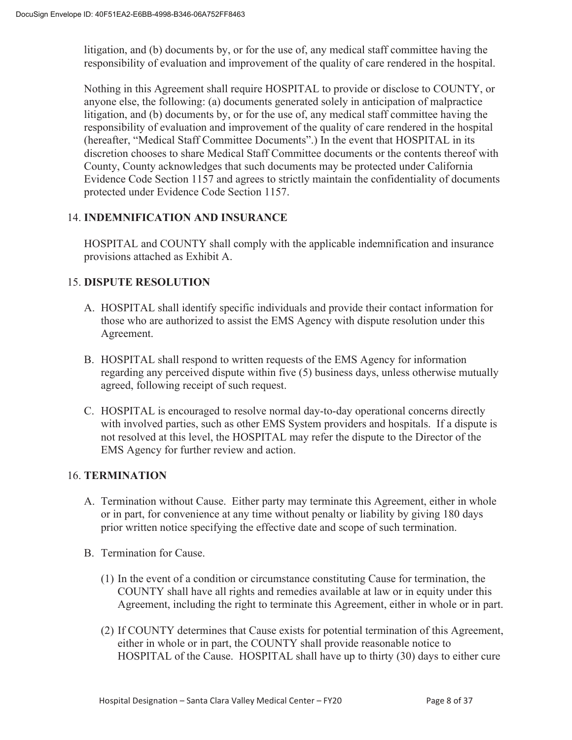litigation, and (b) documents by, or for the use of, any medical staff committee having the responsibility of evaluation and improvement of the quality of care rendered in the hospital.

Nothing in this Agreement shall require HOSPITAL to provide or disclose to COUNTY, or anyone else, the following: (a) documents generated solely in anticipation of malpractice litigation, and (b) documents by, or for the use of, any medical staff committee having the responsibility of evaluation and improvement of the quality of care rendered in the hospital (hereafter, "Medical Staff Committee Documents".) In the event that HOSPITAL in its discretion chooses to share Medical Staff Committee documents or the contents thereof with County, County acknowledges that such documents may be protected under California Evidence Code Section 1157 and agrees to strictly maintain the confidentiality of documents protected under Evidence Code Section 1157.

14. **INDEMNIFICATION AND INSURANCE**

HOSPITAL and COUNTY shall comply with the applicable indemnification and insurance provisions attached as Exhibit A.

15. **DISPUTE RESOLUTION**

A. HOSPITAL shall identify specific individuals and provide their contact information for those who are authorized to assist the EMS Agency with dispute resolution under this Agreement.

B. HOSPITAL shall respond to written requests of the EMS Agency for information regarding any perceived dispute within five (5) business days, unless otherwise mutually agreed, following receipt of such request.

C. HOSPITAL is encouraged to resolve normal day-to-day operational concerns directly with involved parties, such as other EMS System providers and hospitals. If a dispute is not resolved at this level, the HOSPITAL may refer the dispute to the Director of the EMS Agency for further review and action.

16. **TERMINATION**

A. Termination without Cause. Either party may terminate this Agreement, either in whole or in part, for convenience at any time without penalty or liability by giving 180 days prior written notice specifying the effective date and scope of such termination.

B. Termination for Cause.

(1) In the event of a condition or circumstance constituting Cause for termination, the COUNTY shall have all rights and remedies available at law or in equity under this Agreement, including the right to terminate this Agreement, either in whole or in part.

(2) If COUNTY determines that Cause exists for potential termination of this Agreement, either in whole or in part, the COUNTY shall provide reasonable notice to HOSPITAL of the Cause. HOSPITAL shall have up to thirty (30) days to either cure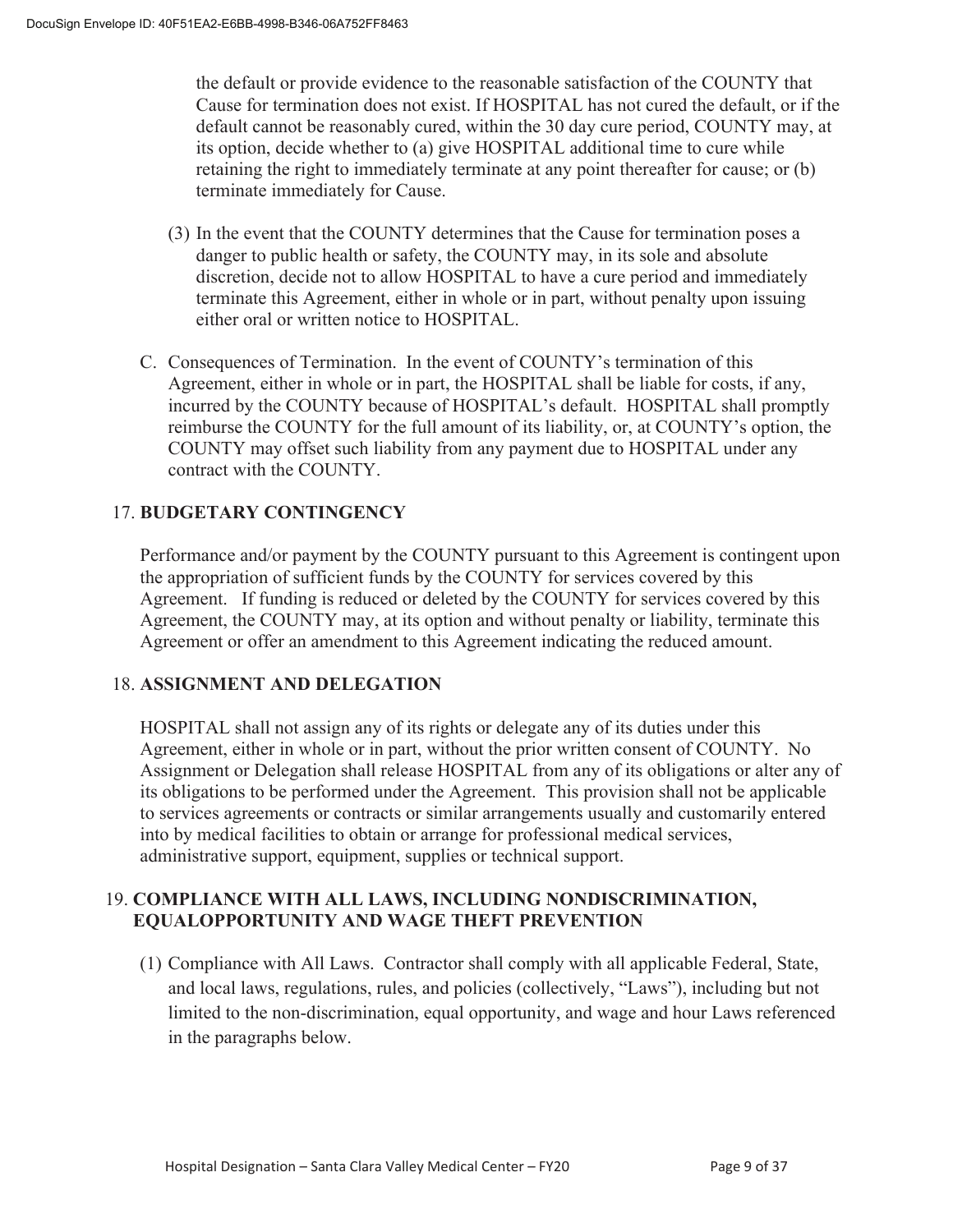the default or provide evidence to the reasonable satisfaction of the COUNTY that Cause for termination does not exist. If HOSPITAL has not cured the default, or if the default cannot be reasonably cured, within the 30 day cure period, COUNTY may, at its option, decide whether to (a) give HOSPITAL additional time to cure while retaining the right to immediately terminate at any point thereafter for cause; or (b) terminate immediately for Cause.

(3) In the event that the COUNTY determines that the Cause for termination poses a danger to public health or safety, the COUNTY may, in its sole and absolute discretion, decide not to allow HOSPITAL to have a cure period and immediately terminate this Agreement, either in whole or in part, without penalty upon issuing either oral or written notice to HOSPITAL.

C. Consequences of Termination. In the event of COUNTY's termination of this Agreement, either in whole or in part, the HOSPITAL shall be liable for costs, if any, incurred by the COUNTY because of HOSPITAL's default. HOSPITAL shall promptly reimburse the COUNTY for the full amount of its liability, or, at COUNTY's option, the COUNTY may offset such liability from any payment due to HOSPITAL under any contract with the COUNTY.

## 17. BUDGETARY CONTINGENCY

Performance and/or payment by the COUNTY pursuant to this Agreement is contingent upon the appropriation of sufficient funds by the COUNTY for services covered by this Agreement. If funding is reduced or deleted by the COUNTY for services covered by this Agreement, the COUNTY may, at its option and without penalty or liability, terminate this Agreement or offer an amendment to this Agreement indicating the reduced amount.

## 18. ASSIGNMENT AND DELEGATION

HOSPITAL shall not assign any of its rights or delegate any of its duties under this Agreement, either in whole or in part, without the prior written consent of COUNTY. No Assignment or Delegation shall release HOSPITAL from any of its obligations or alter any of its obligations to be performed under the Agreement. This provision shall not be applicable to services agreements or contracts or similar arrangements usually and customarily entered into by medical facilities to obtain or arrange for professional medical services, administrative support, equipment, supplies or technical support.

## 19. COMPLIANCE WITH ALL LAWS, INCLUDING NONDISCRIMINATION, EQUALOPPORTUNITY AND WAGE THEFT PREVENTION

(1) Compliance with All Laws. Contractor shall comply with all applicable Federal, State, and local laws, regulations, rules, and policies (collectively, "Laws"), including but not limited to the non-discrimination, equal opportunity, and wage and hour Laws referenced in the paragraphs below.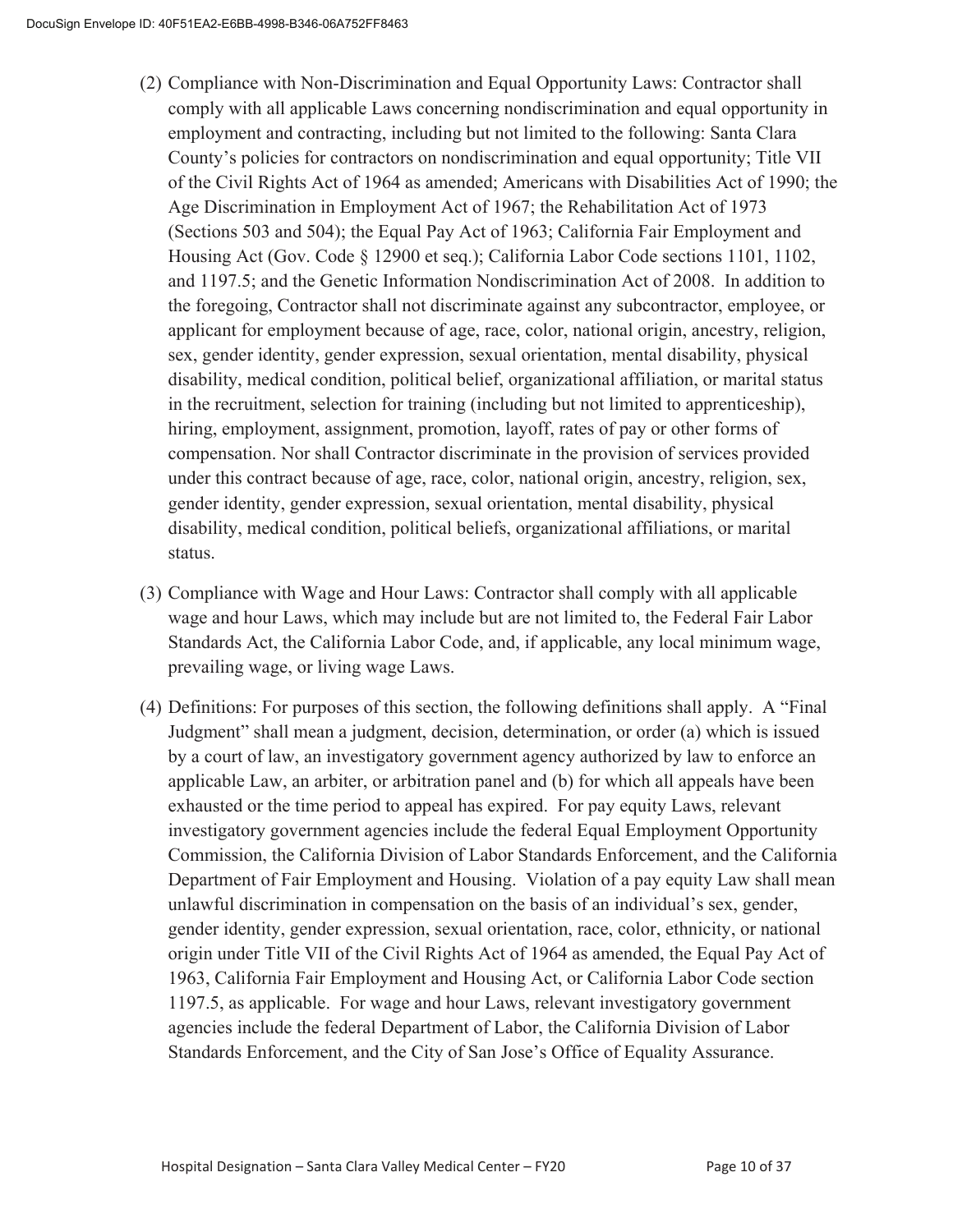(2) Compliance with Non-Discrimination and Equal Opportunity Laws: Contractor shall comply with all applicable Laws concerning nondiscrimination and equal opportunity in employment and contracting, including but not limited to the following: Santa Clara County's policies for contractors on nondiscrimination and equal opportunity; Title VII of the Civil Rights Act of 1964 as amended; Americans with Disabilities Act of 1990; the Age Discrimination in Employment Act of 1967; the Rehabilitation Act of 1973 (Sections 503 and 504); the Equal Pay Act of 1963; California Fair Employment and Housing Act (Gov. Code § 12900 et seq.); California Labor Code sections 1101, 1102, and 1197.5; and the Genetic Information Nondiscrimination Act of 2008. In addition to the foregoing, Contractor shall not discriminate against any subcontractor, employee, or applicant for employment because of age, race, color, national origin, ancestry, religion, sex, gender identity, gender expression, sexual orientation, mental disability, physical disability, medical condition, political belief, organizational affiliation, or marital status in the recruitment, selection for training (including but not limited to apprenticeship), hiring, employment, assignment, promotion, layoff, rates of pay or other forms of compensation. Nor shall Contractor discriminate in the provision of services provided under this contract because of age, race, color, national origin, ancestry, religion, sex, gender identity, gender expression, sexual orientation, mental disability, physical disability, medical condition, political beliefs, organizational affiliations, or marital status.

(3) Compliance with Wage and Hour Laws: Contractor shall comply with all applicable wage and hour Laws, which may include but are not limited to, the Federal Fair Labor Standards Act, the California Labor Code, and, if applicable, any local minimum wage, prevailing wage, or living wage Laws.

(4) Definitions: For purposes of this section, the following definitions shall apply. A "Final Judgment" shall mean a judgment, decision, determination, or order (a) which is issued by a court of law, an investigatory government agency authorized by law to enforce an applicable Law, an arbiter, or arbitration panel and (b) for which all appeals have been exhausted or the time period to appeal has expired. For pay equity Laws, relevant investigatory government agencies include the federal Equal Employment Opportunity Commission, the California Division of Labor Standards Enforcement, and the California Department of Fair Employment and Housing. Violation of a pay equity Law shall mean unlawful discrimination in compensation on the basis of an individual's sex, gender, gender identity, gender expression, sexual orientation, race, color, ethnicity, or national origin under Title VII of the Civil Rights Act of 1964 as amended, the Equal Pay Act of 1963, California Fair Employment and Housing Act, or California Labor Code section 1197.5, as applicable. For wage and hour Laws, relevant investigatory government agencies include the federal Department of Labor, the California Division of Labor Standards Enforcement, and the City of San Jose's Office of Equality Assurance.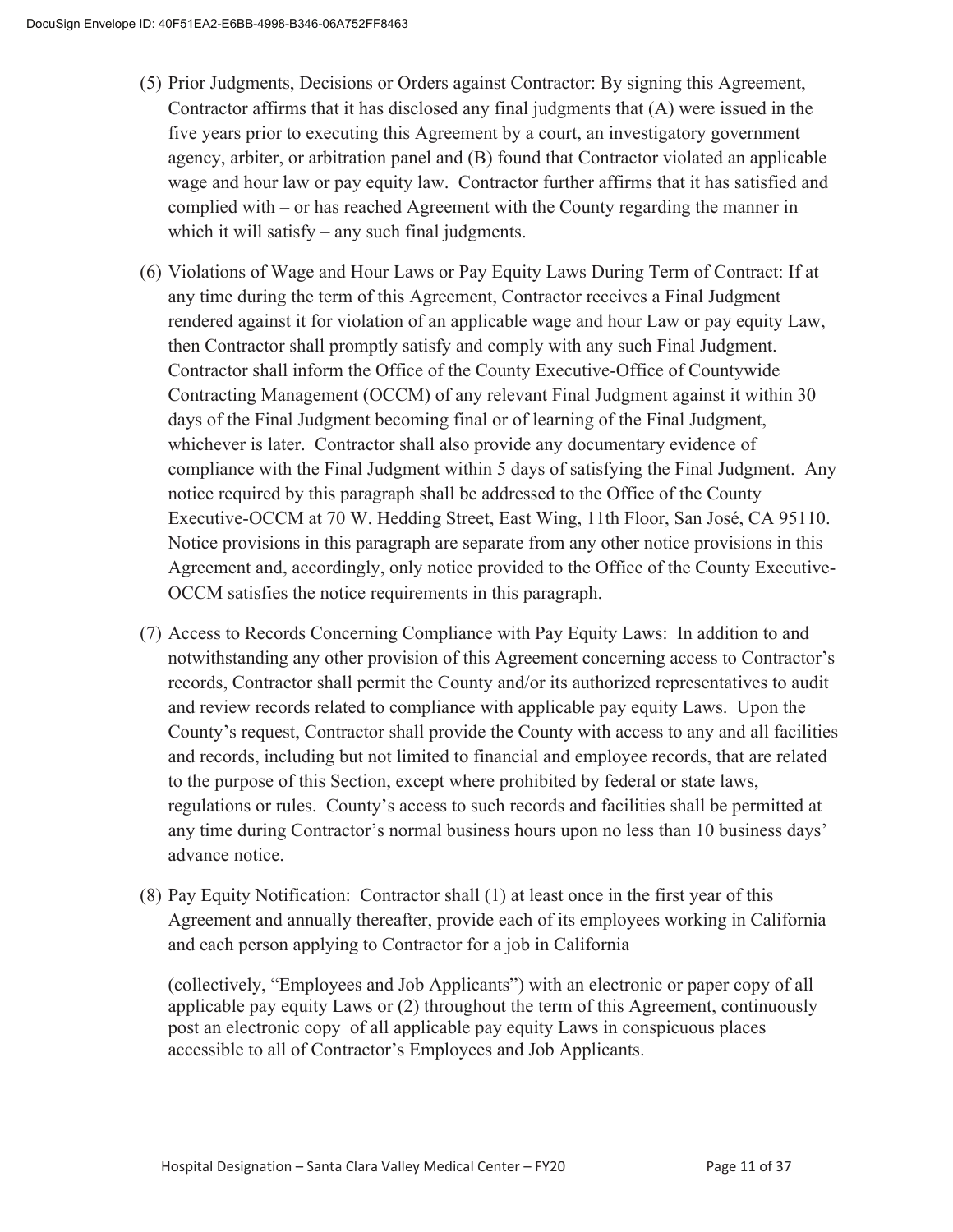(5) Prior Judgments, Decisions or Orders against Contractor: By signing this Agreement, Contractor affirms that it has disclosed any final judgments that (A) were issued in the five years prior to executing this Agreement by a court, an investigatory government agency, arbiter, or arbitration panel and (B) found that Contractor violated an applicable wage and hour law or pay equity law. Contractor further affirms that it has satisfied and complied with – or has reached Agreement with the County regarding the manner in which it will satisfy – any such final judgments.

(6) Violations of Wage and Hour Laws or Pay Equity Laws During Term of Contract: If at any time during the term of this Agreement, Contractor receives a Final Judgment rendered against it for violation of an applicable wage and hour Law or pay equity Law, then Contractor shall promptly satisfy and comply with any such Final Judgment. Contractor shall inform the Office of the County Executive-Office of Countywide Contracting Management (OCCM) of any relevant Final Judgment against it within 30 days of the Final Judgment becoming final or of learning of the Final Judgment, whichever is later. Contractor shall also provide any documentary evidence of compliance with the Final Judgment within 5 days of satisfying the Final Judgment. Any notice required by this paragraph shall be addressed to the Office of the County Executive-OCCM at 70 W. Hedding Street, East Wing, 11th Floor, San José, CA 95110. Notice provisions in this paragraph are separate from any other notice provisions in this Agreement and, accordingly, only notice provided to the Office of the County Executive-OCCM satisfies the notice requirements in this paragraph.

(7) Access to Records Concerning Compliance with Pay Equity Laws: In addition to and notwithstanding any other provision of this Agreement concerning access to Contractor's records, Contractor shall permit the County and/or its authorized representatives to audit and review records related to compliance with applicable pay equity Laws. Upon the County's request, Contractor shall provide the County with access to any and all facilities and records, including but not limited to financial and employee records, that are related to the purpose of this Section, except where prohibited by federal or state laws, regulations or rules. County's access to such records and facilities shall be permitted at any time during Contractor's normal business hours upon no less than 10 business days' advance notice.

(8) Pay Equity Notification: Contractor shall (1) at least once in the first year of this Agreement and annually thereafter, provide each of its employees working in California and each person applying to Contractor for a job in California (collectively, "Employees and Job Applicants") with an electronic or paper copy of all applicable pay equity Laws or (2) throughout the term of this Agreement, continuously post an electronic copy of all applicable pay equity Laws in conspicuous places accessible to all of Contractor's Employees and Job Applicants.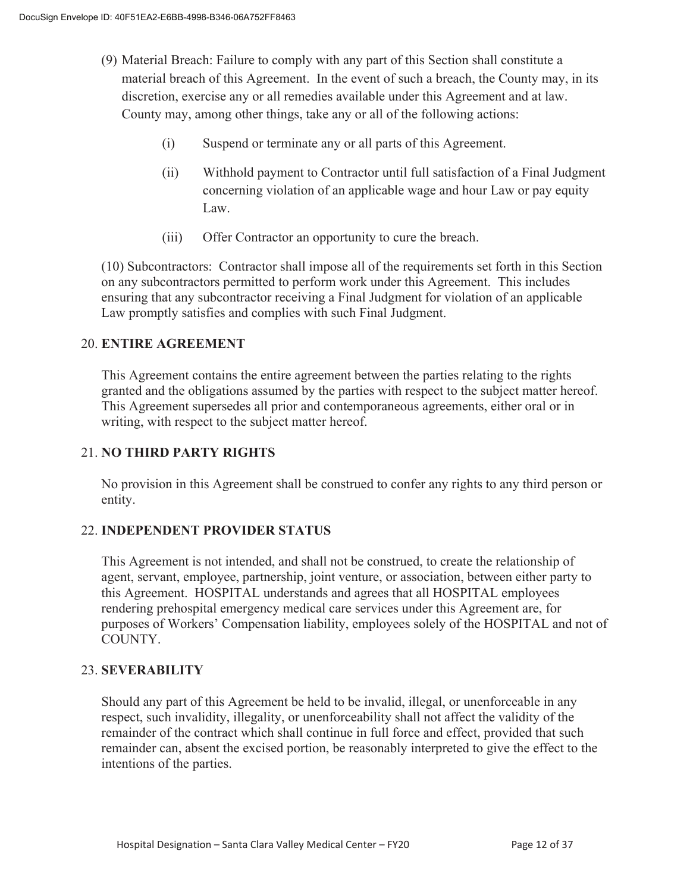(9) Material Breach: Failure to comply with any part of this Section shall constitute a material breach of this Agreement. In the event of such a breach, the County may, in its discretion, exercise any or all remedies available under this Agreement and at law. County may, among other things, take any or all of the following actions:

(i) Suspend or terminate any or all parts of this Agreement.

(ii) Withhold payment to Contractor until full satisfaction of a Final Judgment concerning violation of an applicable wage and hour Law or pay equity Law.

(iii) Offer Contractor an opportunity to cure the breach.

(10) Subcontractors: Contractor shall impose all of the requirements set forth in this Section on any subcontractors permitted to perform work under this Agreement. This includes ensuring that any subcontractor receiving a Final Judgment for violation of an applicable Law promptly satisfies and complies with such Final Judgment.

## 20. ENTIRE AGREEMENT

This Agreement contains the entire agreement between the parties relating to the rights granted and the obligations assumed by the parties with respect to the subject matter hereof. This Agreement supersedes all prior and contemporaneous agreements, either oral or in writing, with respect to the subject matter hereof.

## 21. NO THIRD PARTY RIGHTS

No provision in this Agreement shall be construed to confer any rights to any third person or entity.

## 22. INDEPENDENT PROVIDER STATUS

This Agreement is not intended, and shall not be construed, to create the relationship of agent, servant, employee, partnership, joint venture, or association, between either party to this Agreement. HOSPITAL understands and agrees that all HOSPITAL employees rendering prehospital emergency medical care services under this Agreement are, for purposes of Workers' Compensation liability, employees solely of the HOSPITAL and not of COUNTY.

## 23. SEVERABILITY

Should any part of this Agreement be held to be invalid, illegal, or unenforceable in any respect, such invalidity, illegality, or unenforceability shall not affect the validity of the remainder of the contract which shall continue in full force and effect, provided that such remainder can, absent the excised portion, be reasonably interpreted to give the effect to the intentions of the parties.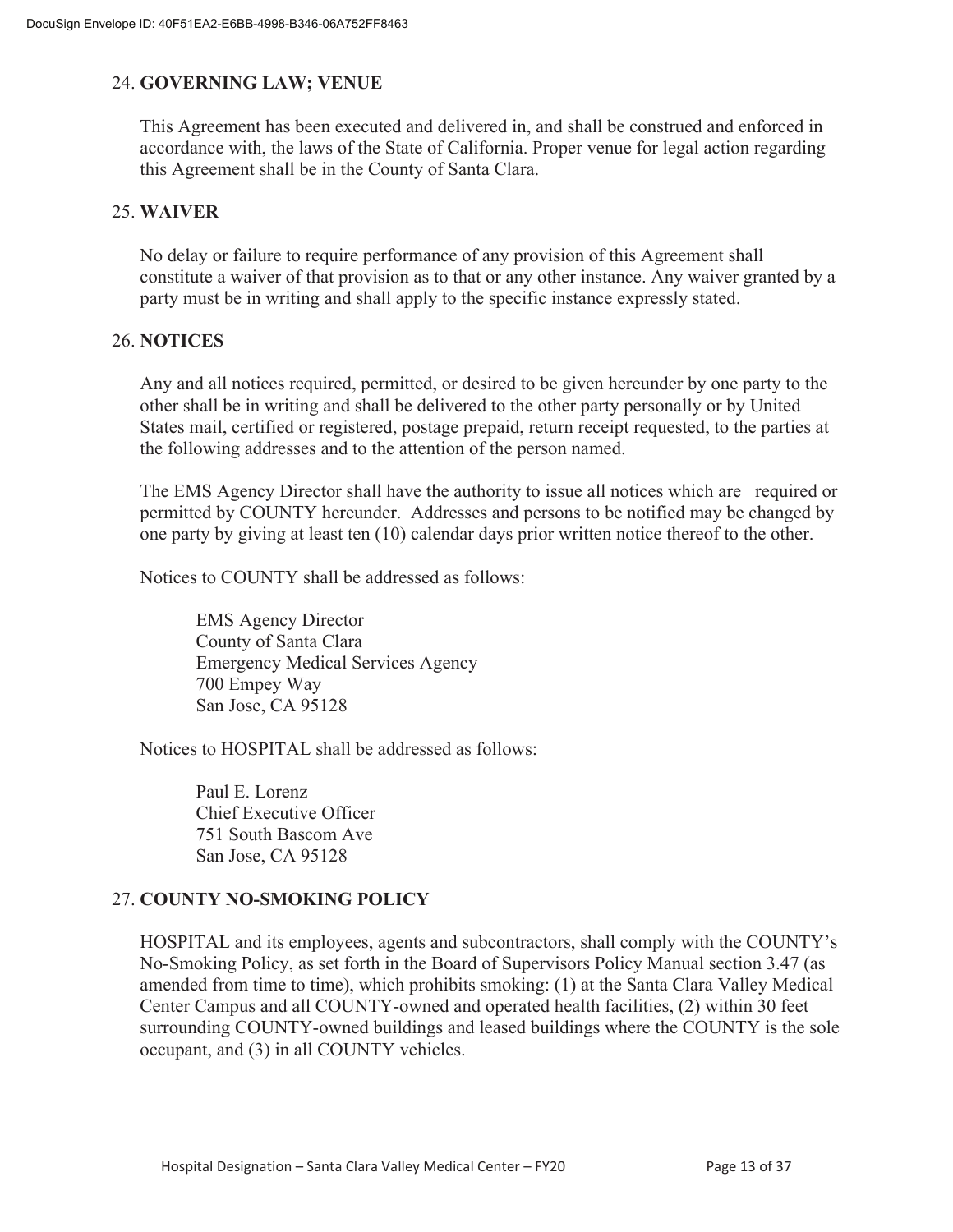## 24. GOVERNING LAW; VENUE

This Agreement has been executed and delivered in, and shall be construed and enforced in accordance with, the laws of the State of California. Proper venue for legal action regarding this Agreement shall be in the County of Santa Clara.

## 25. WAIVER

No delay or failure to require performance of any provision of this Agreement shall constitute a waiver of that provision as to that or any other instance. Any waiver granted by a party must be in writing and shall apply to the specific instance expressly stated.

## 26. NOTICES

Any and all notices required, permitted, or desired to be given hereunder by one party to the other shall be in writing and shall be delivered to the other party personally or by United States mail, certified or registered, postage prepaid, return receipt requested, to the parties at the following addresses and to the attention of the person named.

The EMS Agency Director shall have the authority to issue all notices which are required or permitted by COUNTY hereunder. Addresses and persons to be notified may be changed by one party by giving at least ten (10) calendar days prior written notice thereof to the other.

Notices to COUNTY shall be addressed as follows:

EMS Agency Director
County of Santa Clara
Emergency Medical Services Agency
700 Empey Way
San Jose, CA 95128

Notices to HOSPITAL shall be addressed as follows:

Paul E. Lorenz
Chief Executive Officer
751 South Bascom Ave
San Jose, CA 95128

## 27. COUNTY NO-SMOKING POLICY

HOSPITAL and its employees, agents and subcontractors, shall comply with the COUNTY's No-Smoking Policy, as set forth in the Board of Supervisors Policy Manual section 3.47 (as amended from time to time), which prohibits smoking: (1) at the Santa Clara Valley Medical Center Campus and all COUNTY-owned and operated health facilities, (2) within 30 feet surrounding COUNTY-owned buildings and leased buildings where the COUNTY is the sole occupant, and (3) in all COUNTY vehicles.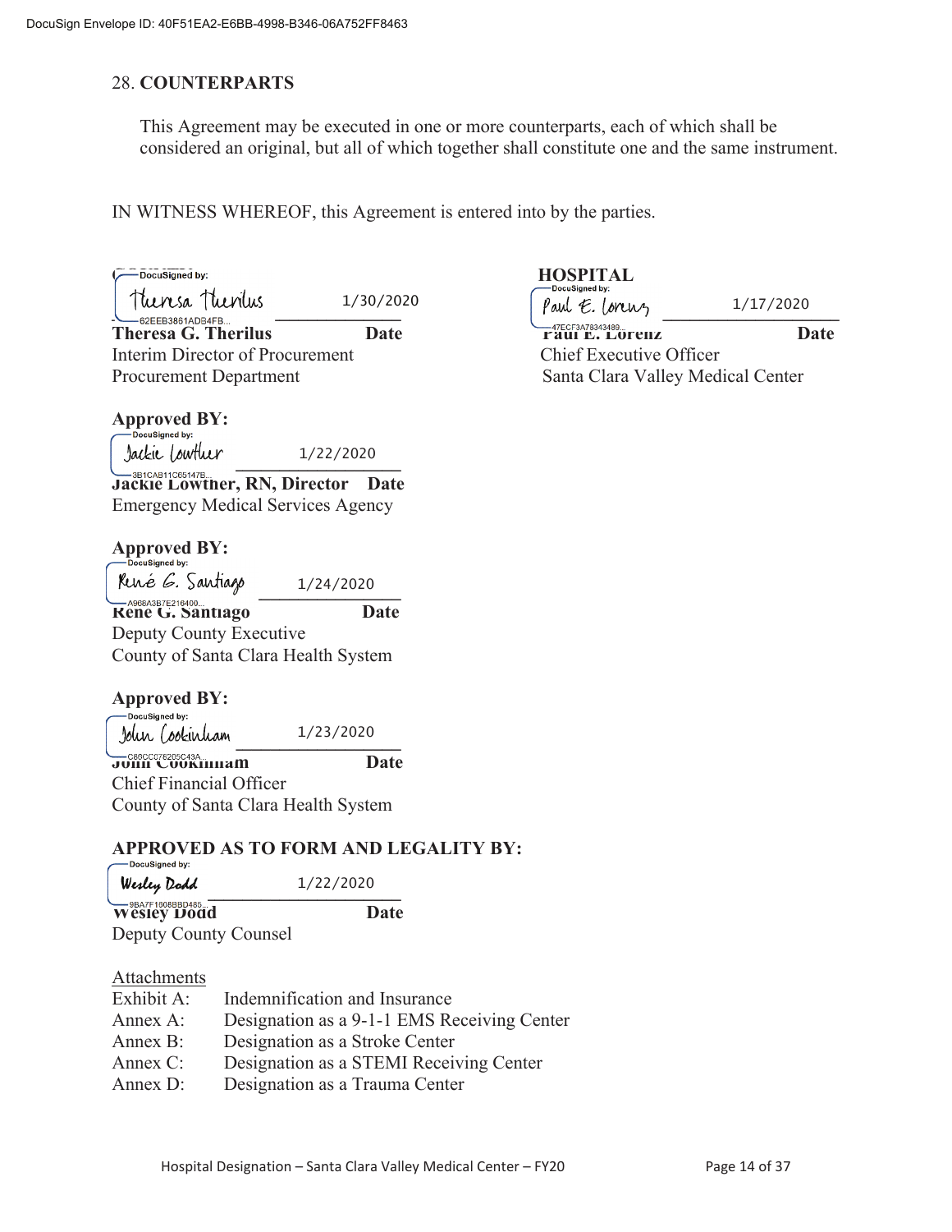## 28. COUNTERPARTS

This Agreement may be executed in one or more counterparts, each of which shall be considered an original, but all of which together shall constitute one and the same instrument.

IN WITNESS WHEREOF, this Agreement is entered into by the parties.

**COUNTY**

DocuSigned by: Theresa Therilus — 1/30/2020

**Theresa G. Therilus** **Date**
Interim Director of Procurement
Procurement Department

**HOSPITAL**

DocuSigned by: Paul E. Lorenz — 1/17/2020

**Paul E. Lorenz** **Date**
Chief Executive Officer
Santa Clara Valley Medical Center

**Approved BY:**

DocuSigned by: Jackie Lowther — 1/22/2020

**Jackie Lowther, RN, Director** **Date**
Emergency Medical Services Agency

**Approved BY:**

DocuSigned by: René G. Santiago — 1/24/2020

**Rene G. Santiago** **Date**
Deputy County Executive
County of Santa Clara Health System

**Approved BY:**

DocuSigned by: John Cookinham — 1/23/2020

**John Cookinham** **Date**
Chief Financial Officer
County of Santa Clara Health System

**APPROVED AS TO FORM AND LEGALITY BY:**

DocuSigned by: Wesley Dodd — 1/22/2020

**Wesley Dodd** **Date**
Deputy County Counsel

Attachments

| | |
|---|---|
| Exhibit A: | Indemnification and Insurance |
| Annex A: | Designation as a 9-1-1 EMS Receiving Center |
| Annex B: | Designation as a Stroke Center |
| Annex C: | Designation as a STEMI Receiving Center |
| Annex D: | Designation as a Trauma Center |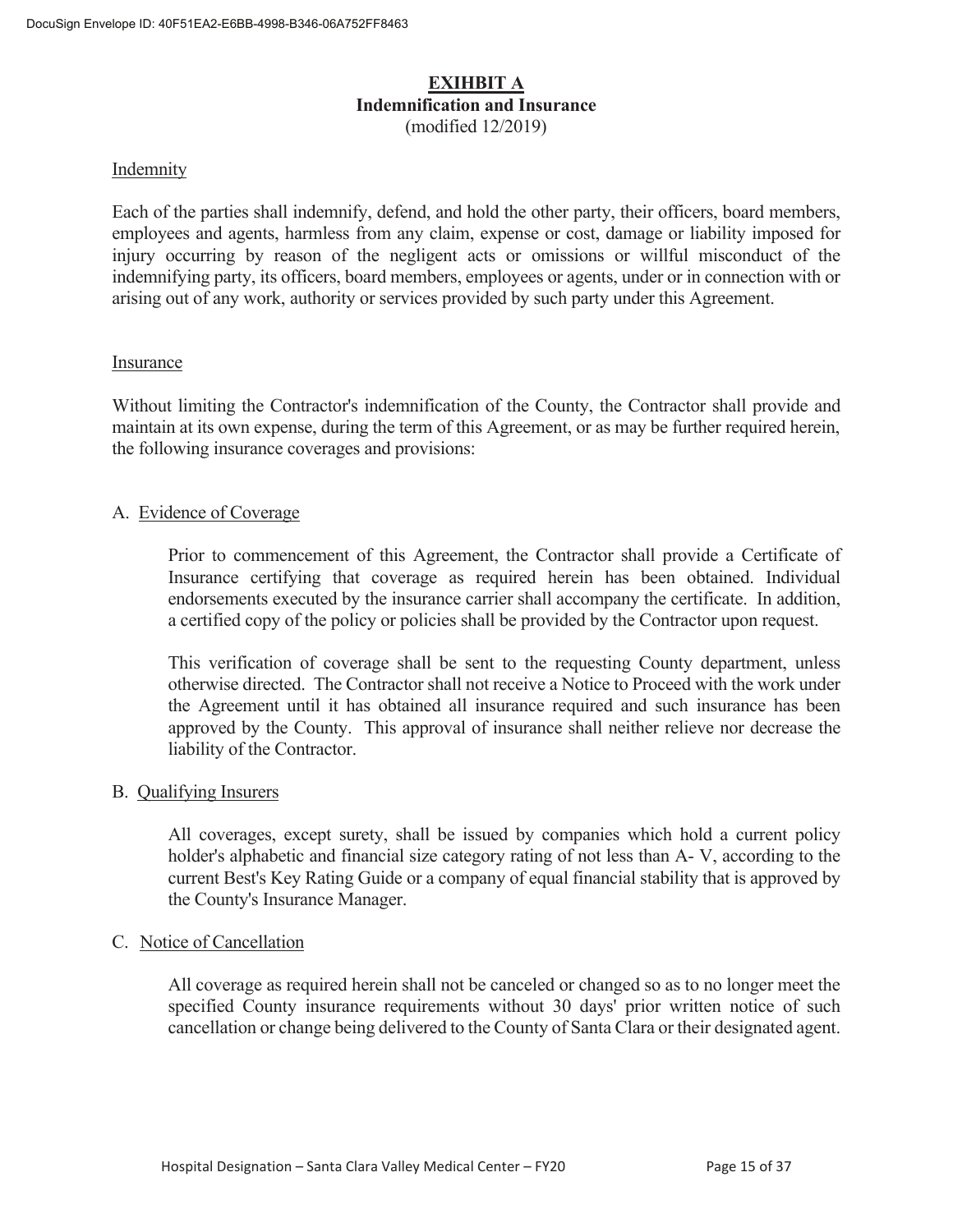# EXIHBIT A
## Indemnification and Insurance
(modified 12/2019)

### Indemnity

Each of the parties shall indemnify, defend, and hold the other party, their officers, board members, employees and agents, harmless from any claim, expense or cost, damage or liability imposed for injury occurring by reason of the negligent acts or omissions or willful misconduct of the indemnifying party, its officers, board members, employees or agents, under or in connection with or arising out of any work, authority or services provided by such party under this Agreement.

### Insurance

Without limiting the Contractor's indemnification of the County, the Contractor shall provide and maintain at its own expense, during the term of this Agreement, or as may be further required herein, the following insurance coverages and provisions:

A. Evidence of Coverage

Prior to commencement of this Agreement, the Contractor shall provide a Certificate of Insurance certifying that coverage as required herein has been obtained. Individual endorsements executed by the insurance carrier shall accompany the certificate. In addition, a certified copy of the policy or policies shall be provided by the Contractor upon request.

This verification of coverage shall be sent to the requesting County department, unless otherwise directed. The Contractor shall not receive a Notice to Proceed with the work under the Agreement until it has obtained all insurance required and such insurance has been approved by the County. This approval of insurance shall neither relieve nor decrease the liability of the Contractor.

B. Qualifying Insurers

All coverages, except surety, shall be issued by companies which hold a current policy holder's alphabetic and financial size category rating of not less than A- V, according to the current Best's Key Rating Guide or a company of equal financial stability that is approved by the County's Insurance Manager.

C. Notice of Cancellation

All coverage as required herein shall not be canceled or changed so as to no longer meet the specified County insurance requirements without 30 days' prior written notice of such cancellation or change being delivered to the County of Santa Clara or their designated agent.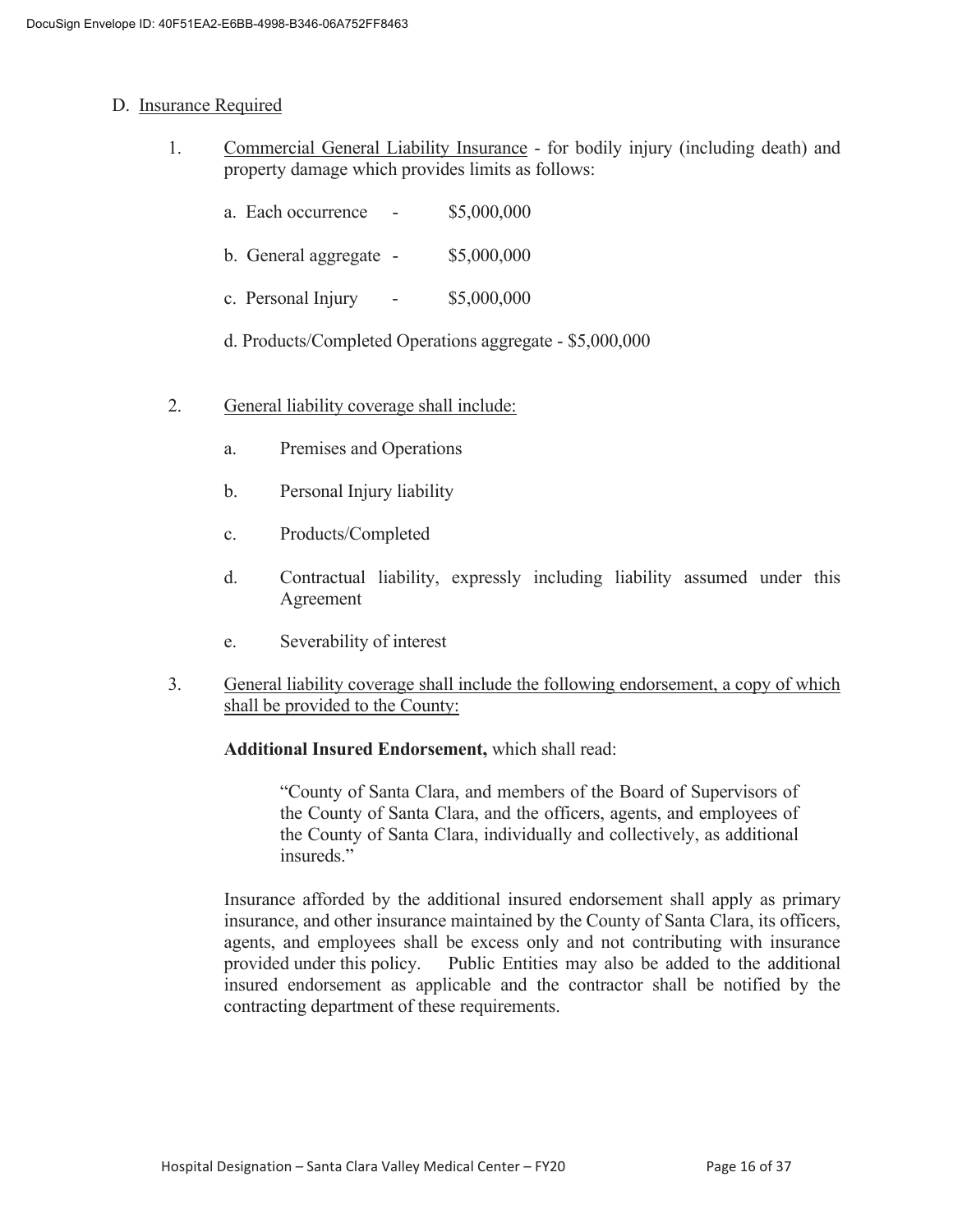D. Insurance Required

1. Commercial General Liability Insurance - for bodily injury (including death) and property damage which provides limits as follows:

   a. Each occurrence - $5,000,000

   b. General aggregate - $5,000,000

   c. Personal Injury - $5,000,000

   d. Products/Completed Operations aggregate - $5,000,000

2. General liability coverage shall include:

   a. Premises and Operations

   b. Personal Injury liability

   c. Products/Completed

   d. Contractual liability, expressly including liability assumed under this Agreement

   e. Severability of interest

3. General liability coverage shall include the following endorsement, a copy of which shall be provided to the County:

   **Additional Insured Endorsement,** which shall read:

   > "County of Santa Clara, and members of the Board of Supervisors of the County of Santa Clara, and the officers, agents, and employees of the County of Santa Clara, individually and collectively, as additional insureds."

   Insurance afforded by the additional insured endorsement shall apply as primary insurance, and other insurance maintained by the County of Santa Clara, its officers, agents, and employees shall be excess only and not contributing with insurance provided under this policy. Public Entities may also be added to the additional insured endorsement as applicable and the contractor shall be notified by the contracting department of these requirements.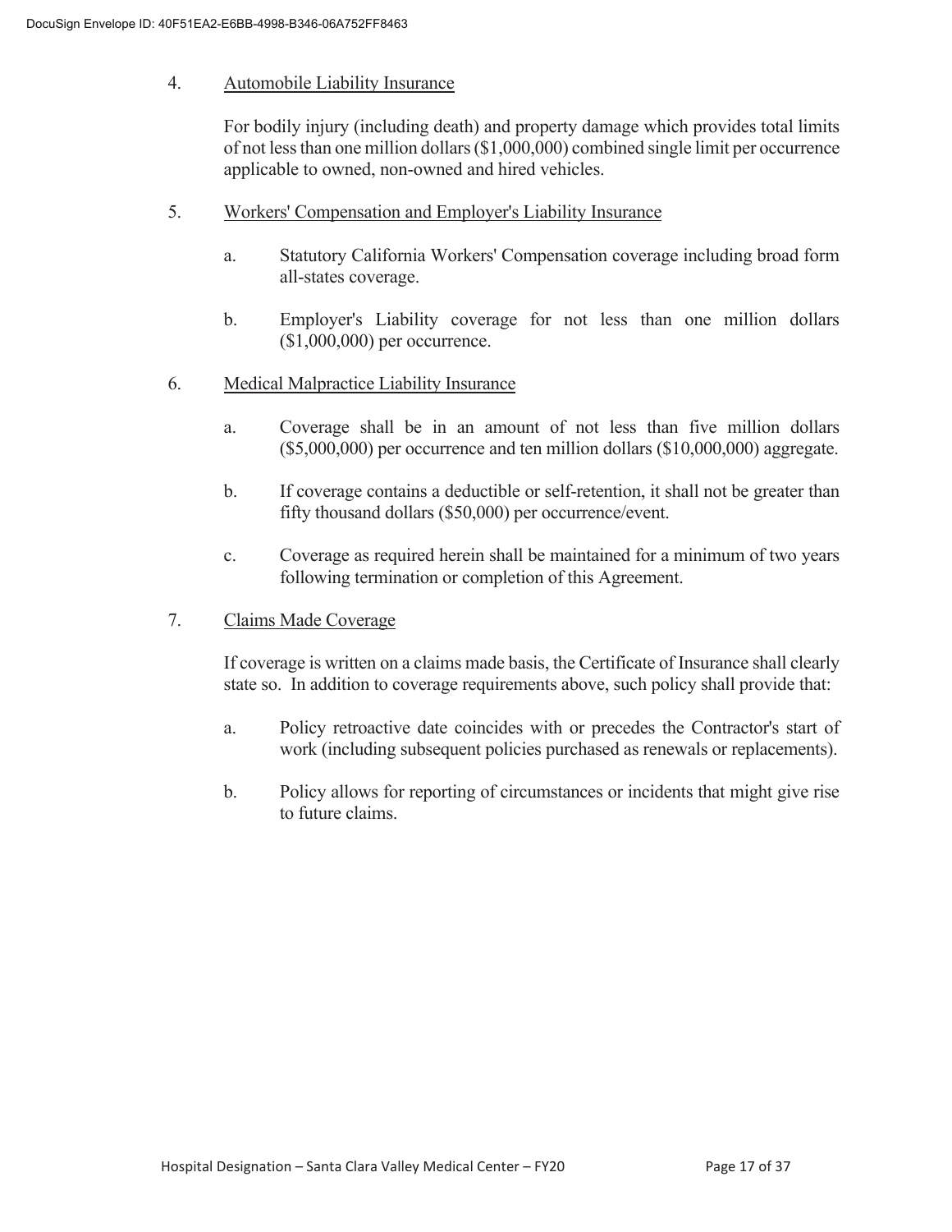4. <u>Automobile Liability Insurance</u>

   For bodily injury (including death) and property damage which provides total limits of not less than one million dollars ($1,000,000) combined single limit per occurrence applicable to owned, non-owned and hired vehicles.

5. <u>Workers' Compensation and Employer's Liability Insurance</u>

   a. Statutory California Workers' Compensation coverage including broad form all-states coverage.

   b. Employer's Liability coverage for not less than one million dollars ($1,000,000) per occurrence.

6. <u>Medical Malpractice Liability Insurance</u>

   a. Coverage shall be in an amount of not less than five million dollars ($5,000,000) per occurrence and ten million dollars ($10,000,000) aggregate.

   b. If coverage contains a deductible or self-retention, it shall not be greater than fifty thousand dollars ($50,000) per occurrence/event.

   c. Coverage as required herein shall be maintained for a minimum of two years following termination or completion of this Agreement.

7. <u>Claims Made Coverage</u>

   If coverage is written on a claims made basis, the Certificate of Insurance shall clearly state so. In addition to coverage requirements above, such policy shall provide that:

   a. Policy retroactive date coincides with or precedes the Contractor's start of work (including subsequent policies purchased as renewals or replacements).

   b. Policy allows for reporting of circumstances or incidents that might give rise to future claims.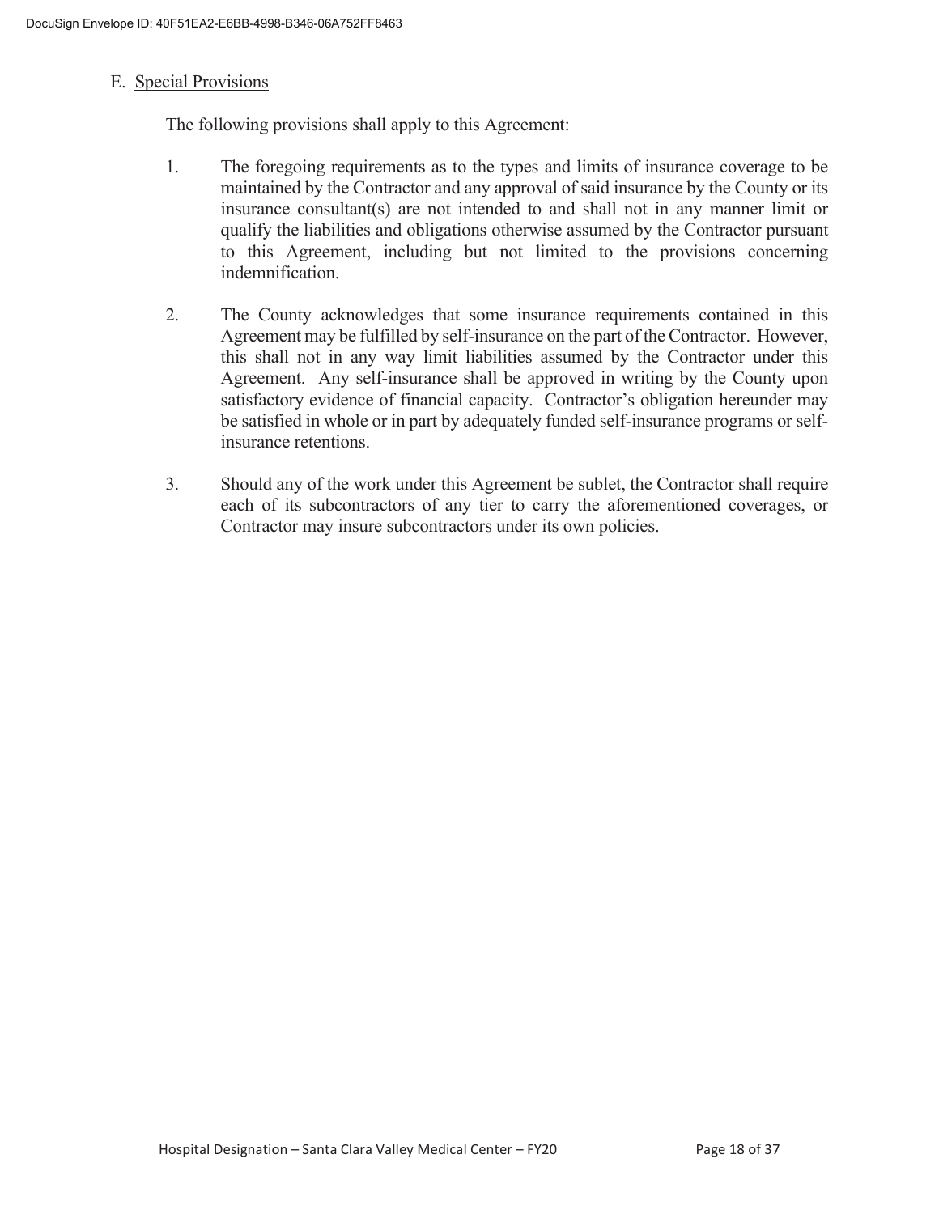E. Special Provisions

The following provisions shall apply to this Agreement:

1. The foregoing requirements as to the types and limits of insurance coverage to be maintained by the Contractor and any approval of said insurance by the County or its insurance consultant(s) are not intended to and shall not in any manner limit or qualify the liabilities and obligations otherwise assumed by the Contractor pursuant to this Agreement, including but not limited to the provisions concerning indemnification.

2. The County acknowledges that some insurance requirements contained in this Agreement may be fulfilled by self-insurance on the part of the Contractor. However, this shall not in any way limit liabilities assumed by the Contractor under this Agreement. Any self-insurance shall be approved in writing by the County upon satisfactory evidence of financial capacity. Contractor's obligation hereunder may be satisfied in whole or in part by adequately funded self-insurance programs or self-insurance retentions.

3. Should any of the work under this Agreement be sublet, the Contractor shall require each of its subcontractors of any tier to carry the aforementioned coverages, or Contractor may insure subcontractors under its own policies.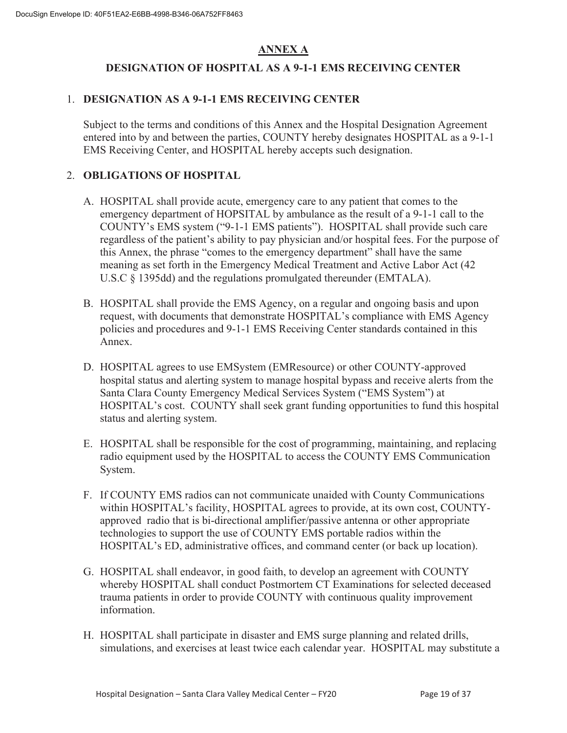## ANNEX A

## DESIGNATION OF HOSPITAL AS A 9-1-1 EMS RECEIVING CENTER

1. **DESIGNATION AS A 9-1-1 EMS RECEIVING CENTER**

   Subject to the terms and conditions of this Annex and the Hospital Designation Agreement entered into by and between the parties, COUNTY hereby designates HOSPITAL as a 9-1-1 EMS Receiving Center, and HOSPITAL hereby accepts such designation.

2. **OBLIGATIONS OF HOSPITAL**

   A. HOSPITAL shall provide acute, emergency care to any patient that comes to the emergency department of HOPSITAL by ambulance as the result of a 9-1-1 call to the COUNTY's EMS system ("9-1-1 EMS patients"). HOSPITAL shall provide such care regardless of the patient's ability to pay physician and/or hospital fees. For the purpose of this Annex, the phrase "comes to the emergency department" shall have the same meaning as set forth in the Emergency Medical Treatment and Active Labor Act (42 U.S.C § 1395dd) and the regulations promulgated thereunder (EMTALA).

   B. HOSPITAL shall provide the EMS Agency, on a regular and ongoing basis and upon request, with documents that demonstrate HOSPITAL's compliance with EMS Agency policies and procedures and 9-1-1 EMS Receiving Center standards contained in this Annex.

   D. HOSPITAL agrees to use EMSystem (EMResource) or other COUNTY-approved hospital status and alerting system to manage hospital bypass and receive alerts from the Santa Clara County Emergency Medical Services System ("EMS System") at HOSPITAL's cost. COUNTY shall seek grant funding opportunities to fund this hospital status and alerting system.

   E. HOSPITAL shall be responsible for the cost of programming, maintaining, and replacing radio equipment used by the HOSPITAL to access the COUNTY EMS Communication System.

   F. If COUNTY EMS radios can not communicate unaided with County Communications within HOSPITAL's facility, HOSPITAL agrees to provide, at its own cost, COUNTY-approved radio that is bi-directional amplifier/passive antenna or other appropriate technologies to support the use of COUNTY EMS portable radios within the HOSPITAL's ED, administrative offices, and command center (or back up location).

   G. HOSPITAL shall endeavor, in good faith, to develop an agreement with COUNTY whereby HOSPITAL shall conduct Postmortem CT Examinations for selected deceased trauma patients in order to provide COUNTY with continuous quality improvement information.

   H. HOSPITAL shall participate in disaster and EMS surge planning and related drills, simulations, and exercises at least twice each calendar year. HOSPITAL may substitute a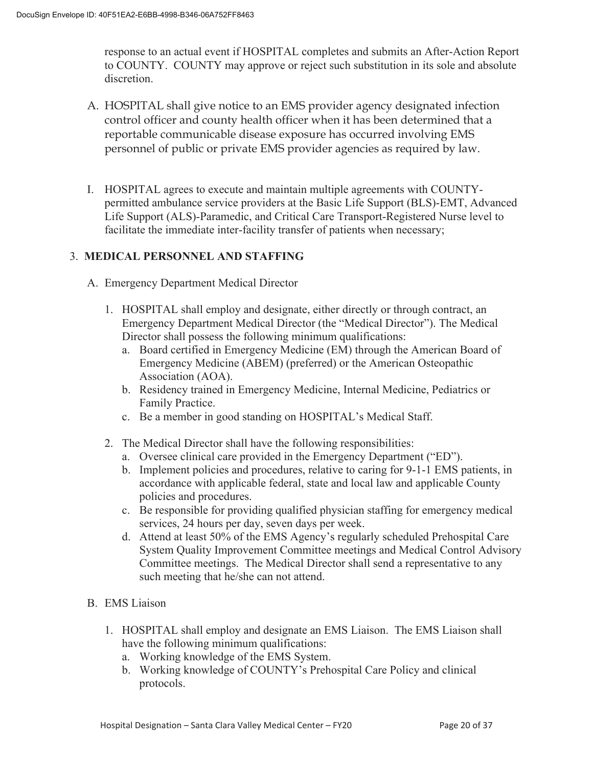response to an actual event if HOSPITAL completes and submits an After-Action Report to COUNTY. COUNTY may approve or reject such substitution in its sole and absolute discretion.

A. HOSPITAL shall give notice to an EMS provider agency designated infection control officer and county health officer when it has been determined that a reportable communicable disease exposure has occurred involving EMS personnel of public or private EMS provider agencies as required by law.

I. HOSPITAL agrees to execute and maintain multiple agreements with COUNTY-permitted ambulance service providers at the Basic Life Support (BLS)-EMT, Advanced Life Support (ALS)-Paramedic, and Critical Care Transport-Registered Nurse level to facilitate the immediate inter-facility transfer of patients when necessary;

3. **MEDICAL PERSONNEL AND STAFFING**

A. Emergency Department Medical Director

1. HOSPITAL shall employ and designate, either directly or through contract, an Emergency Department Medical Director (the "Medical Director"). The Medical Director shall possess the following minimum qualifications:
   a. Board certified in Emergency Medicine (EM) through the American Board of Emergency Medicine (ABEM) (preferred) or the American Osteopathic Association (AOA).
   b. Residency trained in Emergency Medicine, Internal Medicine, Pediatrics or Family Practice.
   c. Be a member in good standing on HOSPITAL's Medical Staff.

2. The Medical Director shall have the following responsibilities:
   a. Oversee clinical care provided in the Emergency Department ("ED").
   b. Implement policies and procedures, relative to caring for 9-1-1 EMS patients, in accordance with applicable federal, state and local law and applicable County policies and procedures.
   c. Be responsible for providing qualified physician staffing for emergency medical services, 24 hours per day, seven days per week.
   d. Attend at least 50% of the EMS Agency's regularly scheduled Prehospital Care System Quality Improvement Committee meetings and Medical Control Advisory Committee meetings. The Medical Director shall send a representative to any such meeting that he/she can not attend.

B. EMS Liaison

1. HOSPITAL shall employ and designate an EMS Liaison. The EMS Liaison shall have the following minimum qualifications:
   a. Working knowledge of the EMS System.
   b. Working knowledge of COUNTY's Prehospital Care Policy and clinical protocols.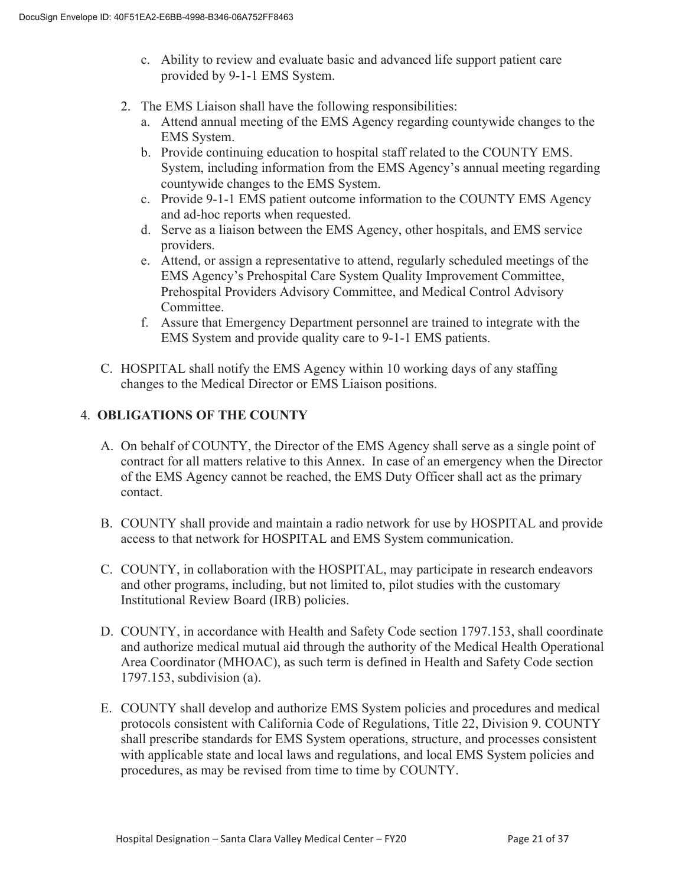c. Ability to review and evaluate basic and advanced life support patient care provided by 9-1-1 EMS System.

2. The EMS Liaison shall have the following responsibilities:
   a. Attend annual meeting of the EMS Agency regarding countywide changes to the EMS System.
   b. Provide continuing education to hospital staff related to the COUNTY EMS. System, including information from the EMS Agency's annual meeting regarding countywide changes to the EMS System.
   c. Provide 9-1-1 EMS patient outcome information to the COUNTY EMS Agency and ad-hoc reports when requested.
   d. Serve as a liaison between the EMS Agency, other hospitals, and EMS service providers.
   e. Attend, or assign a representative to attend, regularly scheduled meetings of the EMS Agency's Prehospital Care System Quality Improvement Committee, Prehospital Providers Advisory Committee, and Medical Control Advisory Committee.
   f. Assure that Emergency Department personnel are trained to integrate with the EMS System and provide quality care to 9-1-1 EMS patients.

C. HOSPITAL shall notify the EMS Agency within 10 working days of any staffing changes to the Medical Director or EMS Liaison positions.

## 4. OBLIGATIONS OF THE COUNTY

A. On behalf of COUNTY, the Director of the EMS Agency shall serve as a single point of contract for all matters relative to this Annex. In case of an emergency when the Director of the EMS Agency cannot be reached, the EMS Duty Officer shall act as the primary contact.

B. COUNTY shall provide and maintain a radio network for use by HOSPITAL and provide access to that network for HOSPITAL and EMS System communication.

C. COUNTY, in collaboration with the HOSPITAL, may participate in research endeavors and other programs, including, but not limited to, pilot studies with the customary Institutional Review Board (IRB) policies.

D. COUNTY, in accordance with Health and Safety Code section 1797.153, shall coordinate and authorize medical mutual aid through the authority of the Medical Health Operational Area Coordinator (MHOAC), as such term is defined in Health and Safety Code section 1797.153, subdivision (a).

E. COUNTY shall develop and authorize EMS System policies and procedures and medical protocols consistent with California Code of Regulations, Title 22, Division 9. COUNTY shall prescribe standards for EMS System operations, structure, and processes consistent with applicable state and local laws and regulations, and local EMS System policies and procedures, as may be revised from time to time by COUNTY.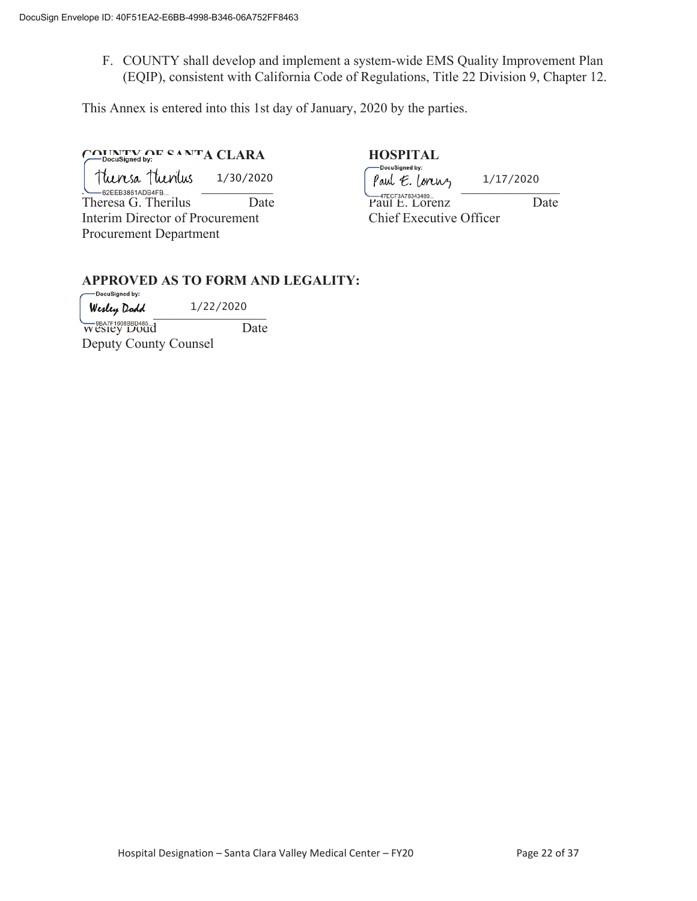F. COUNTY shall develop and implement a system-wide EMS Quality Improvement Plan (EQIP), consistent with California Code of Regulations, Title 22 Division 9, Chapter 12.

This Annex is entered into this 1st day of January, 2020 by the parties.

| **COUNTY OF SANTA CLARA** | | **HOSPITAL** | |
|---|---|---|---|
| Theresa G. Therilus | 1/30/2020 | Paul E. Lorenz | 1/17/2020 |
| Theresa G. Therilus | Date | Paul E. Lorenz | Date |
| Interim Director of Procurement | | Chief Executive Officer | |
| Procurement Department | | | |

**APPROVED AS TO FORM AND LEGALITY:**

| Wesley Dodd | 1/22/2020 |
|---|---|
| Wesley Dodd | Date |
| Deputy County Counsel | |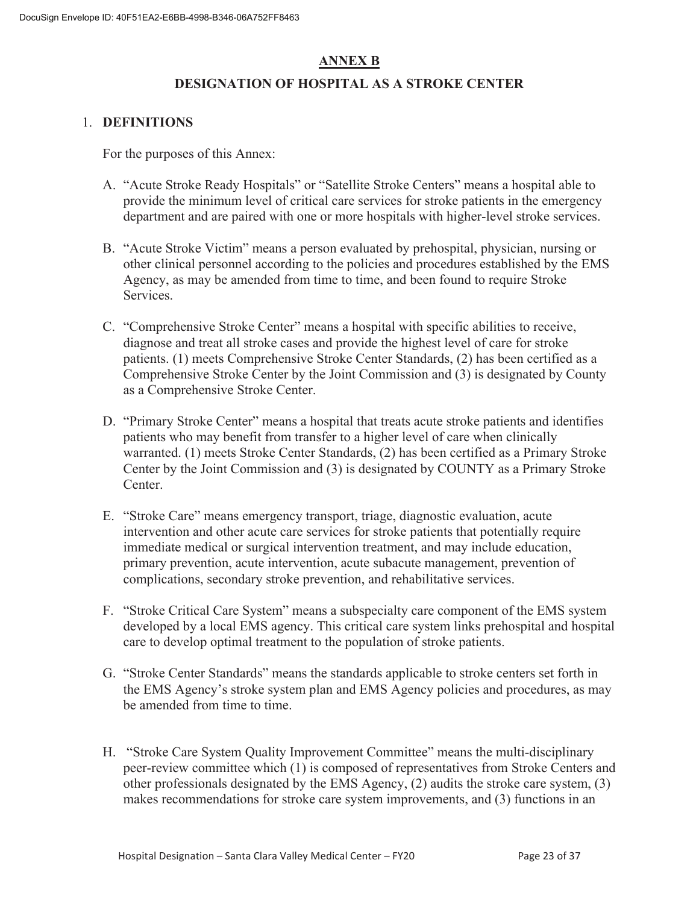## ANNEX B

## DESIGNATION OF HOSPITAL AS A STROKE CENTER

1. **DEFINITIONS**

   For the purposes of this Annex:

   A. "Acute Stroke Ready Hospitals" or "Satellite Stroke Centers" means a hospital able to provide the minimum level of critical care services for stroke patients in the emergency department and are paired with one or more hospitals with higher-level stroke services.

   B. "Acute Stroke Victim" means a person evaluated by prehospital, physician, nursing or other clinical personnel according to the policies and procedures established by the EMS Agency, as may be amended from time to time, and been found to require Stroke Services.

   C. "Comprehensive Stroke Center" means a hospital with specific abilities to receive, diagnose and treat all stroke cases and provide the highest level of care for stroke patients. (1) meets Comprehensive Stroke Center Standards, (2) has been certified as a Comprehensive Stroke Center by the Joint Commission and (3) is designated by County as a Comprehensive Stroke Center.

   D. "Primary Stroke Center" means a hospital that treats acute stroke patients and identifies patients who may benefit from transfer to a higher level of care when clinically warranted. (1) meets Stroke Center Standards, (2) has been certified as a Primary Stroke Center by the Joint Commission and (3) is designated by COUNTY as a Primary Stroke Center.

   E. "Stroke Care" means emergency transport, triage, diagnostic evaluation, acute intervention and other acute care services for stroke patients that potentially require immediate medical or surgical intervention treatment, and may include education, primary prevention, acute intervention, acute subacute management, prevention of complications, secondary stroke prevention, and rehabilitative services.

   F. "Stroke Critical Care System" means a subspecialty care component of the EMS system developed by a local EMS agency. This critical care system links prehospital and hospital care to develop optimal treatment to the population of stroke patients.

   G. "Stroke Center Standards" means the standards applicable to stroke centers set forth in the EMS Agency's stroke system plan and EMS Agency policies and procedures, as may be amended from time to time.

   H. "Stroke Care System Quality Improvement Committee" means the multi-disciplinary peer-review committee which (1) is composed of representatives from Stroke Centers and other professionals designated by the EMS Agency, (2) audits the stroke care system, (3) makes recommendations for stroke care system improvements, and (3) functions in an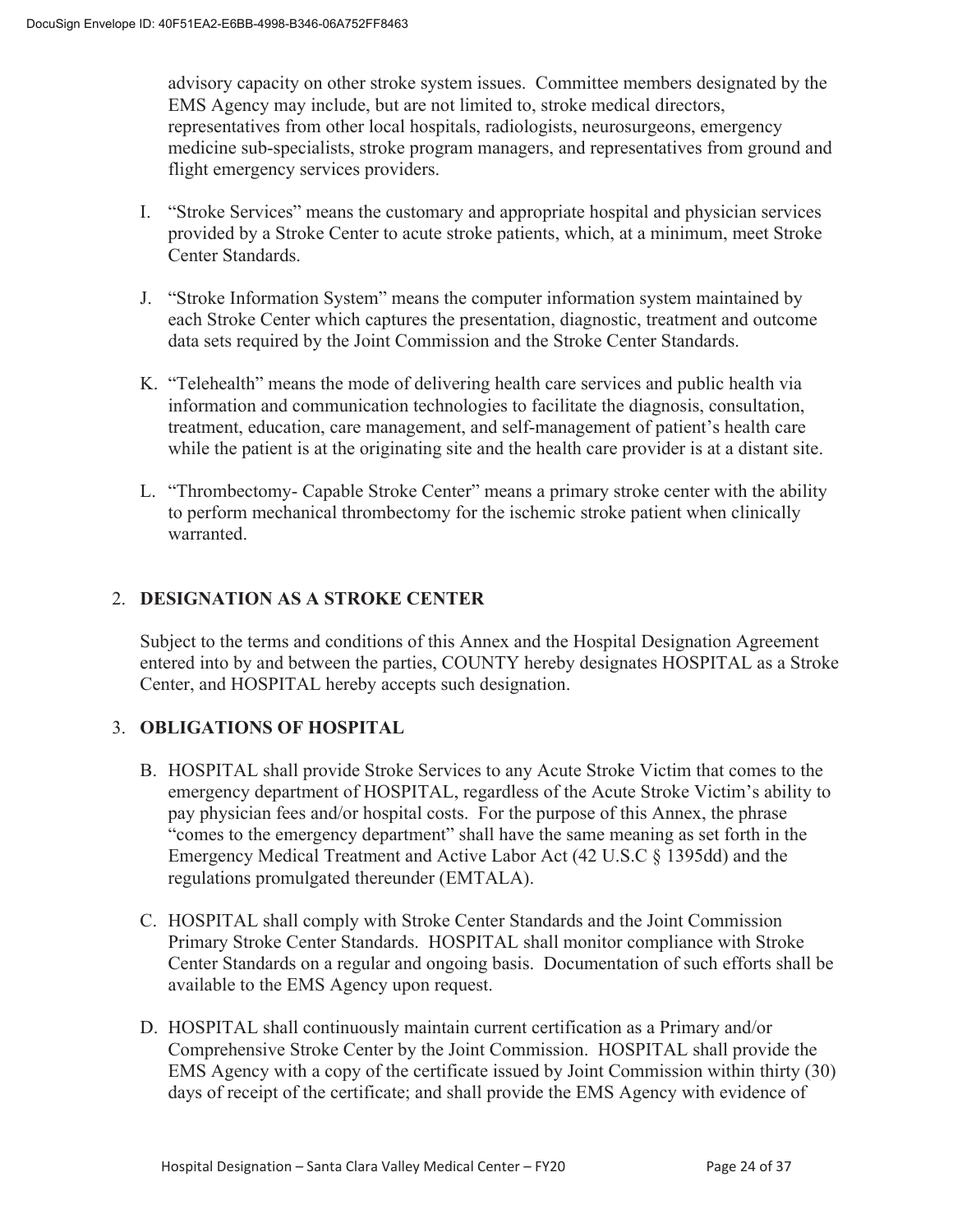advisory capacity on other stroke system issues. Committee members designated by the EMS Agency may include, but are not limited to, stroke medical directors, representatives from other local hospitals, radiologists, neurosurgeons, emergency medicine sub-specialists, stroke program managers, and representatives from ground and flight emergency services providers.

I. "Stroke Services" means the customary and appropriate hospital and physician services provided by a Stroke Center to acute stroke patients, which, at a minimum, meet Stroke Center Standards.

J. "Stroke Information System" means the computer information system maintained by each Stroke Center which captures the presentation, diagnostic, treatment and outcome data sets required by the Joint Commission and the Stroke Center Standards.

K. "Telehealth" means the mode of delivering health care services and public health via information and communication technologies to facilitate the diagnosis, consultation, treatment, education, care management, and self-management of patient's health care while the patient is at the originating site and the health care provider is at a distant site.

L. "Thrombectomy- Capable Stroke Center" means a primary stroke center with the ability to perform mechanical thrombectomy for the ischemic stroke patient when clinically warranted.

## 2. DESIGNATION AS A STROKE CENTER

Subject to the terms and conditions of this Annex and the Hospital Designation Agreement entered into by and between the parties, COUNTY hereby designates HOSPITAL as a Stroke Center, and HOSPITAL hereby accepts such designation.

## 3. OBLIGATIONS OF HOSPITAL

B. HOSPITAL shall provide Stroke Services to any Acute Stroke Victim that comes to the emergency department of HOSPITAL, regardless of the Acute Stroke Victim's ability to pay physician fees and/or hospital costs. For the purpose of this Annex, the phrase "comes to the emergency department" shall have the same meaning as set forth in the Emergency Medical Treatment and Active Labor Act (42 U.S.C § 1395dd) and the regulations promulgated thereunder (EMTALA).

C. HOSPITAL shall comply with Stroke Center Standards and the Joint Commission Primary Stroke Center Standards. HOSPITAL shall monitor compliance with Stroke Center Standards on a regular and ongoing basis. Documentation of such efforts shall be available to the EMS Agency upon request.

D. HOSPITAL shall continuously maintain current certification as a Primary and/or Comprehensive Stroke Center by the Joint Commission. HOSPITAL shall provide the EMS Agency with a copy of the certificate issued by Joint Commission within thirty (30) days of receipt of the certificate; and shall provide the EMS Agency with evidence of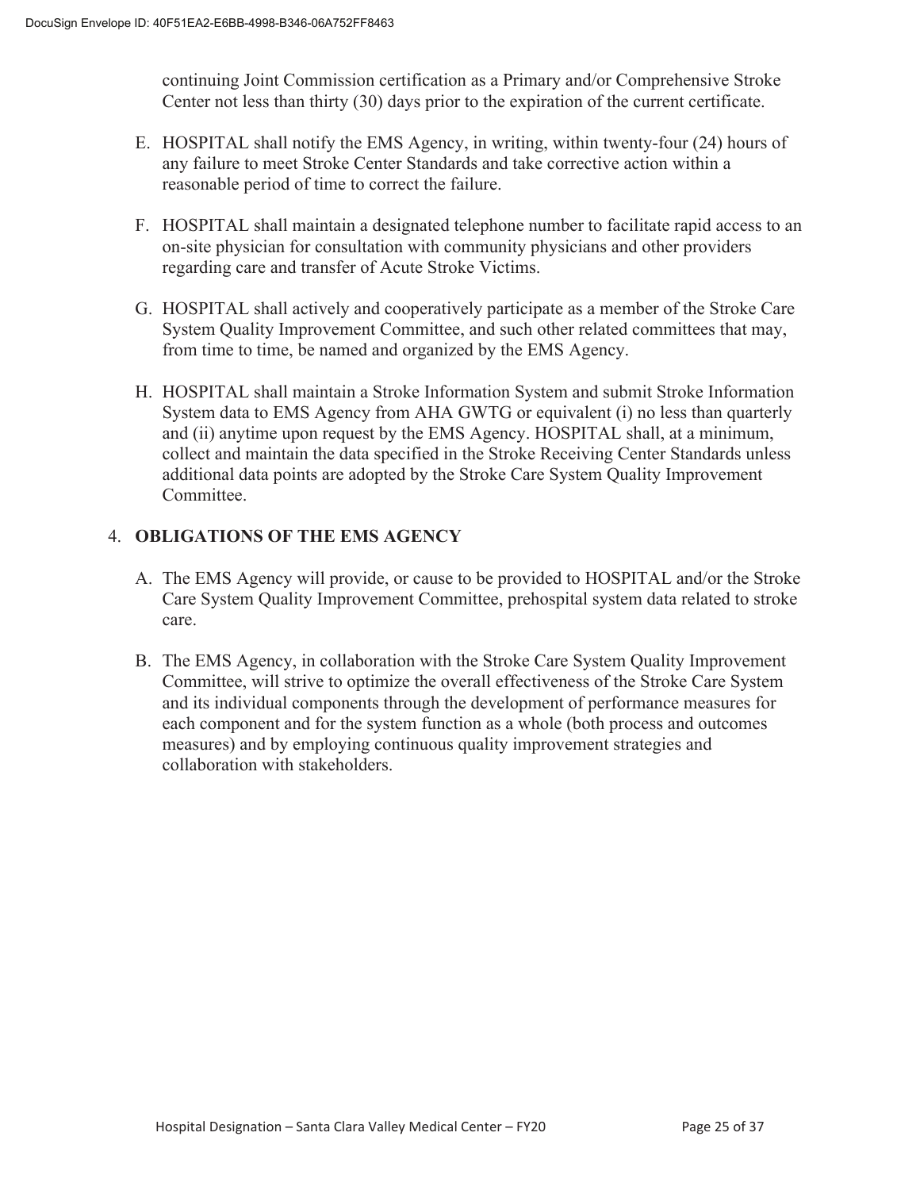continuing Joint Commission certification as a Primary and/or Comprehensive Stroke Center not less than thirty (30) days prior to the expiration of the current certificate.

E. HOSPITAL shall notify the EMS Agency, in writing, within twenty-four (24) hours of any failure to meet Stroke Center Standards and take corrective action within a reasonable period of time to correct the failure.

F. HOSPITAL shall maintain a designated telephone number to facilitate rapid access to an on-site physician for consultation with community physicians and other providers regarding care and transfer of Acute Stroke Victims.

G. HOSPITAL shall actively and cooperatively participate as a member of the Stroke Care System Quality Improvement Committee, and such other related committees that may, from time to time, be named and organized by the EMS Agency.

H. HOSPITAL shall maintain a Stroke Information System and submit Stroke Information System data to EMS Agency from AHA GWTG or equivalent (i) no less than quarterly and (ii) anytime upon request by the EMS Agency. HOSPITAL shall, at a minimum, collect and maintain the data specified in the Stroke Receiving Center Standards unless additional data points are adopted by the Stroke Care System Quality Improvement Committee.

4. **OBLIGATIONS OF THE EMS AGENCY**

A. The EMS Agency will provide, or cause to be provided to HOSPITAL and/or the Stroke Care System Quality Improvement Committee, prehospital system data related to stroke care.

B. The EMS Agency, in collaboration with the Stroke Care System Quality Improvement Committee, will strive to optimize the overall effectiveness of the Stroke Care System and its individual components through the development of performance measures for each component and for the system function as a whole (both process and outcomes measures) and by employing continuous quality improvement strategies and collaboration with stakeholders.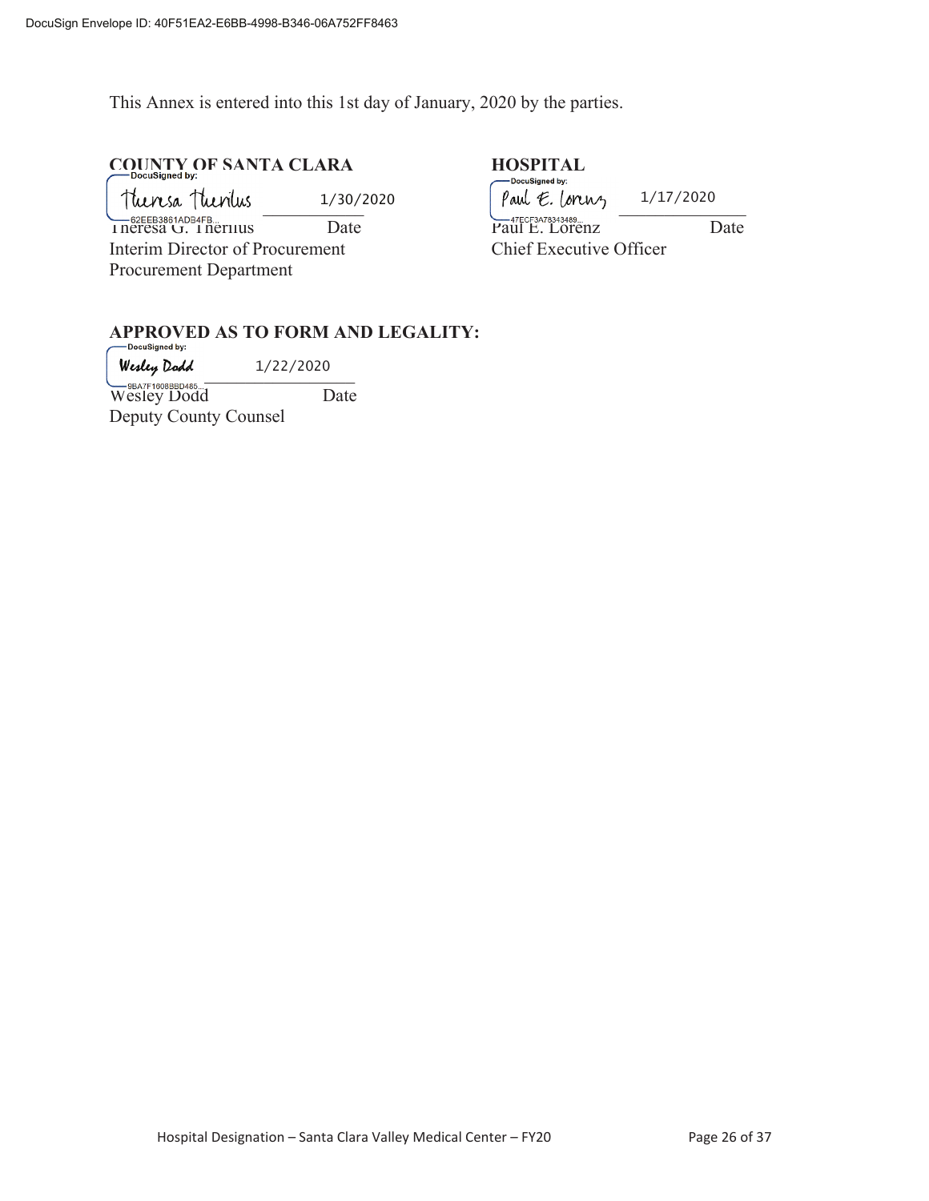This Annex is entered into this 1st day of January, 2020 by the parties.

**COUNTY OF SANTA CLARA**

Theresa Therilus 1/30/2020
Theresa G. Therilus Date
Interim Director of Procurement
Procurement Department

**HOSPITAL**

Paul E. Lorenz 1/17/2020
Paul E. Lorenz Date
Chief Executive Officer

**APPROVED AS TO FORM AND LEGALITY:**

Wesley Dodd 1/22/2020
Wesley Dodd Date
Deputy County Counsel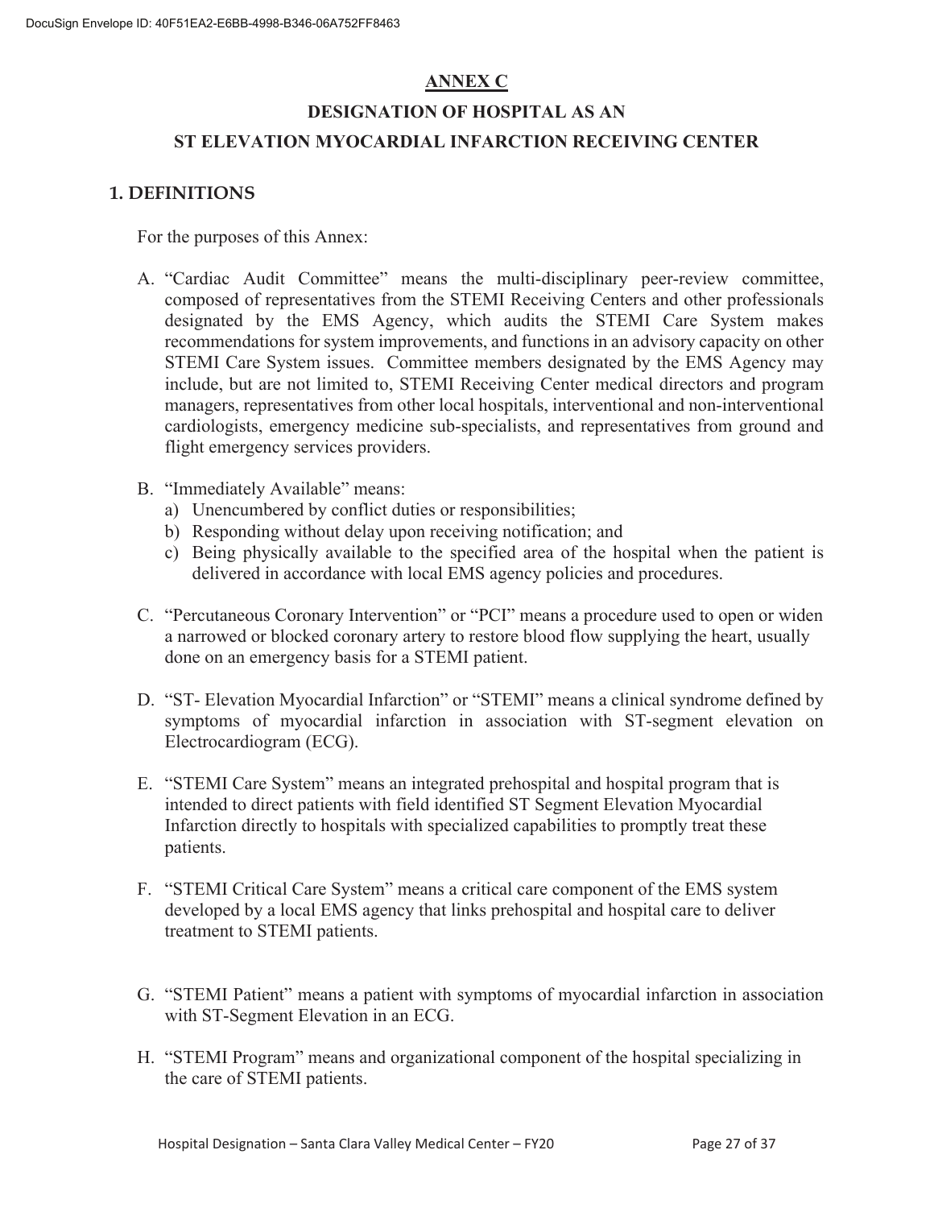## ANNEX C

## DESIGNATION OF HOSPITAL AS AN ST ELEVATION MYOCARDIAL INFARCTION RECEIVING CENTER

### 1. DEFINITIONS

For the purposes of this Annex:

A. "Cardiac Audit Committee" means the multi-disciplinary peer-review committee, composed of representatives from the STEMI Receiving Centers and other professionals designated by the EMS Agency, which audits the STEMI Care System makes recommendations for system improvements, and functions in an advisory capacity on other STEMI Care System issues. Committee members designated by the EMS Agency may include, but are not limited to, STEMI Receiving Center medical directors and program managers, representatives from other local hospitals, interventional and non-interventional cardiologists, emergency medicine sub-specialists, and representatives from ground and flight emergency services providers.

B. "Immediately Available" means:
   a) Unencumbered by conflict duties or responsibilities;
   b) Responding without delay upon receiving notification; and
   c) Being physically available to the specified area of the hospital when the patient is delivered in accordance with local EMS agency policies and procedures.

C. "Percutaneous Coronary Intervention" or "PCI" means a procedure used to open or widen a narrowed or blocked coronary artery to restore blood flow supplying the heart, usually done on an emergency basis for a STEMI patient.

D. "ST- Elevation Myocardial Infarction" or "STEMI" means a clinical syndrome defined by symptoms of myocardial infarction in association with ST-segment elevation on Electrocardiogram (ECG).

E. "STEMI Care System" means an integrated prehospital and hospital program that is intended to direct patients with field identified ST Segment Elevation Myocardial Infarction directly to hospitals with specialized capabilities to promptly treat these patients.

F. "STEMI Critical Care System" means a critical care component of the EMS system developed by a local EMS agency that links prehospital and hospital care to deliver treatment to STEMI patients.

G. "STEMI Patient" means a patient with symptoms of myocardial infarction in association with ST-Segment Elevation in an ECG.

H. "STEMI Program" means and organizational component of the hospital specializing in the care of STEMI patients.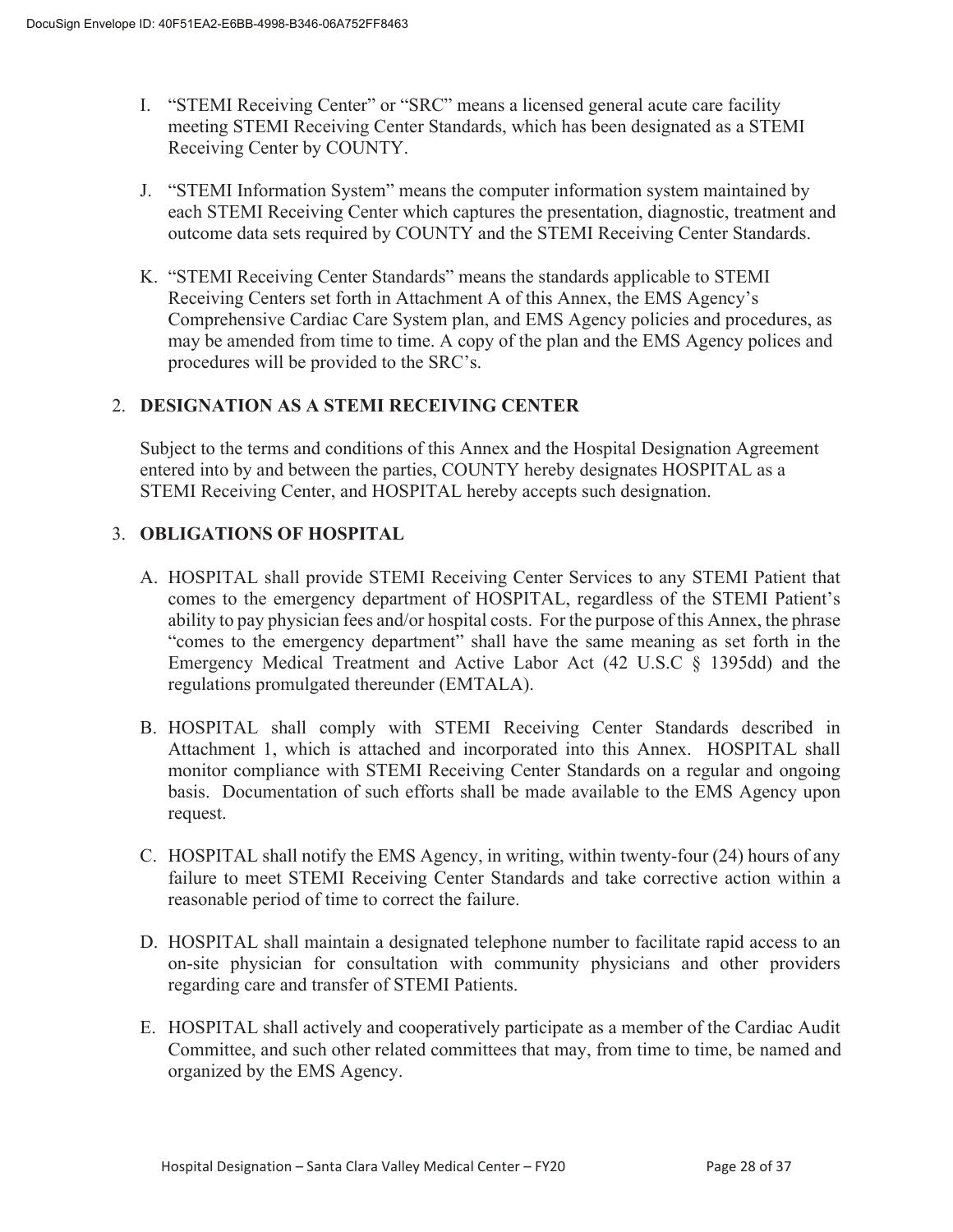I. "STEMI Receiving Center" or "SRC" means a licensed general acute care facility meeting STEMI Receiving Center Standards, which has been designated as a STEMI Receiving Center by COUNTY.

J. "STEMI Information System" means the computer information system maintained by each STEMI Receiving Center which captures the presentation, diagnostic, treatment and outcome data sets required by COUNTY and the STEMI Receiving Center Standards.

K. "STEMI Receiving Center Standards" means the standards applicable to STEMI Receiving Centers set forth in Attachment A of this Annex, the EMS Agency's Comprehensive Cardiac Care System plan, and EMS Agency policies and procedures, as may be amended from time to time. A copy of the plan and the EMS Agency polices and procedures will be provided to the SRC's.

## 2. DESIGNATION AS A STEMI RECEIVING CENTER

Subject to the terms and conditions of this Annex and the Hospital Designation Agreement entered into by and between the parties, COUNTY hereby designates HOSPITAL as a STEMI Receiving Center, and HOSPITAL hereby accepts such designation.

## 3. OBLIGATIONS OF HOSPITAL

A. HOSPITAL shall provide STEMI Receiving Center Services to any STEMI Patient that comes to the emergency department of HOSPITAL, regardless of the STEMI Patient's ability to pay physician fees and/or hospital costs. For the purpose of this Annex, the phrase "comes to the emergency department" shall have the same meaning as set forth in the Emergency Medical Treatment and Active Labor Act (42 U.S.C § 1395dd) and the regulations promulgated thereunder (EMTALA).

B. HOSPITAL shall comply with STEMI Receiving Center Standards described in Attachment 1, which is attached and incorporated into this Annex. HOSPITAL shall monitor compliance with STEMI Receiving Center Standards on a regular and ongoing basis. Documentation of such efforts shall be made available to the EMS Agency upon request.

C. HOSPITAL shall notify the EMS Agency, in writing, within twenty-four (24) hours of any failure to meet STEMI Receiving Center Standards and take corrective action within a reasonable period of time to correct the failure.

D. HOSPITAL shall maintain a designated telephone number to facilitate rapid access to an on-site physician for consultation with community physicians and other providers regarding care and transfer of STEMI Patients.

E. HOSPITAL shall actively and cooperatively participate as a member of the Cardiac Audit Committee, and such other related committees that may, from time to time, be named and organized by the EMS Agency.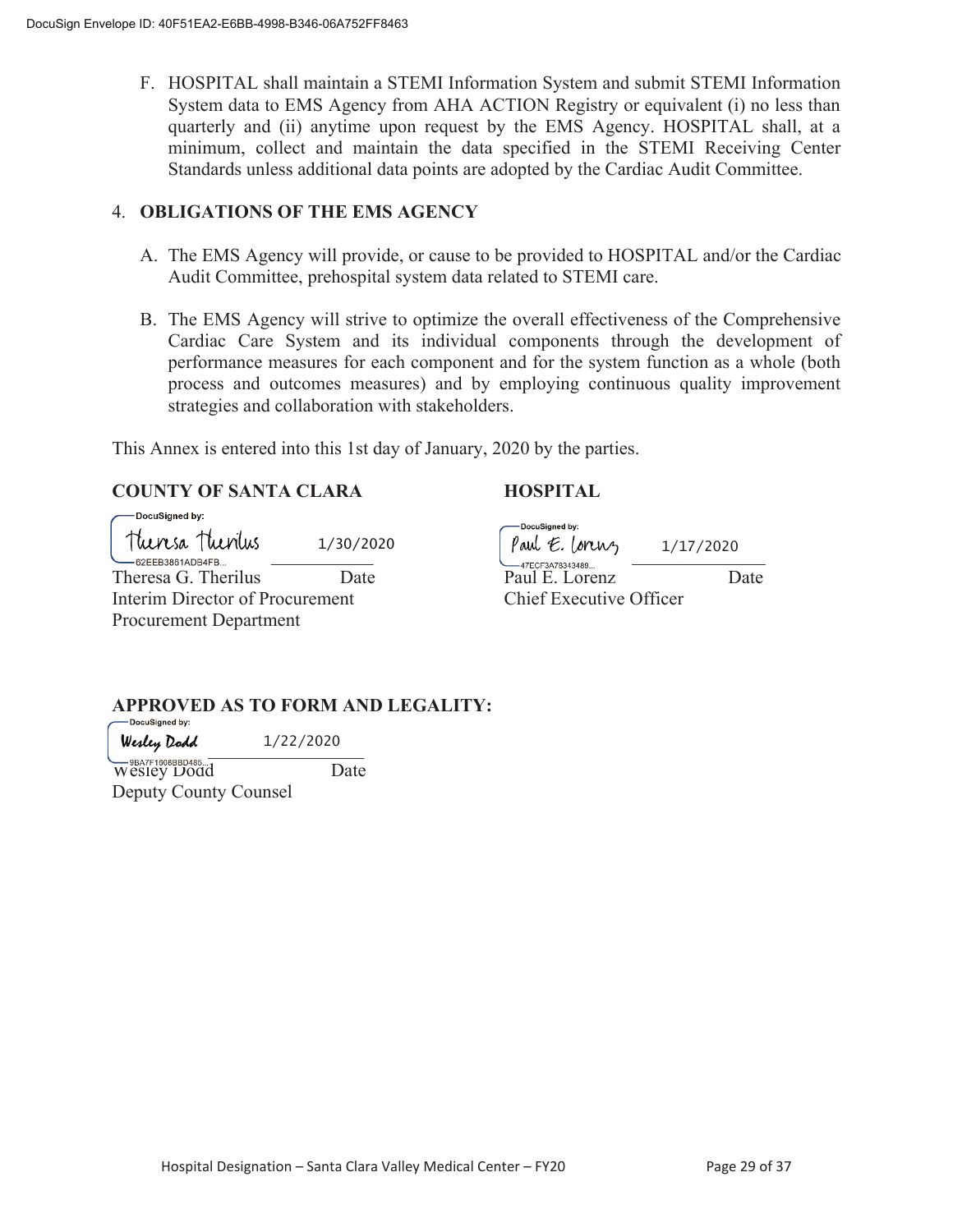F. HOSPITAL shall maintain a STEMI Information System and submit STEMI Information System data to EMS Agency from AHA ACTION Registry or equivalent (i) no less than quarterly and (ii) anytime upon request by the EMS Agency. HOSPITAL shall, at a minimum, collect and maintain the data specified in the STEMI Receiving Center Standards unless additional data points are adopted by the Cardiac Audit Committee.

4. **OBLIGATIONS OF THE EMS AGENCY**

   A. The EMS Agency will provide, or cause to be provided to HOSPITAL and/or the Cardiac Audit Committee, prehospital system data related to STEMI care.

   B. The EMS Agency will strive to optimize the overall effectiveness of the Comprehensive Cardiac Care System and its individual components through the development of performance measures for each component and for the system function as a whole (both process and outcomes measures) and by employing continuous quality improvement strategies and collaboration with stakeholders.

This Annex is entered into this 1st day of January, 2020 by the parties.

**COUNTY OF SANTA CLARA**

DocuSigned by: Theresa Therilus — 1/30/2020
62EEB3861ADB4FB...

Theresa G. Therilus — Date
Interim Director of Procurement
Procurement Department

**HOSPITAL**

DocuSigned by: Paul E. Lorenz — 1/17/2020
47ECF3A78343489...

Paul E. Lorenz — Date
Chief Executive Officer

**APPROVED AS TO FORM AND LEGALITY:**

DocuSigned by: Wesley Dodd — 1/22/2020
9BA7F1808BBD485...

Wesley Dodd — Date
Deputy County Counsel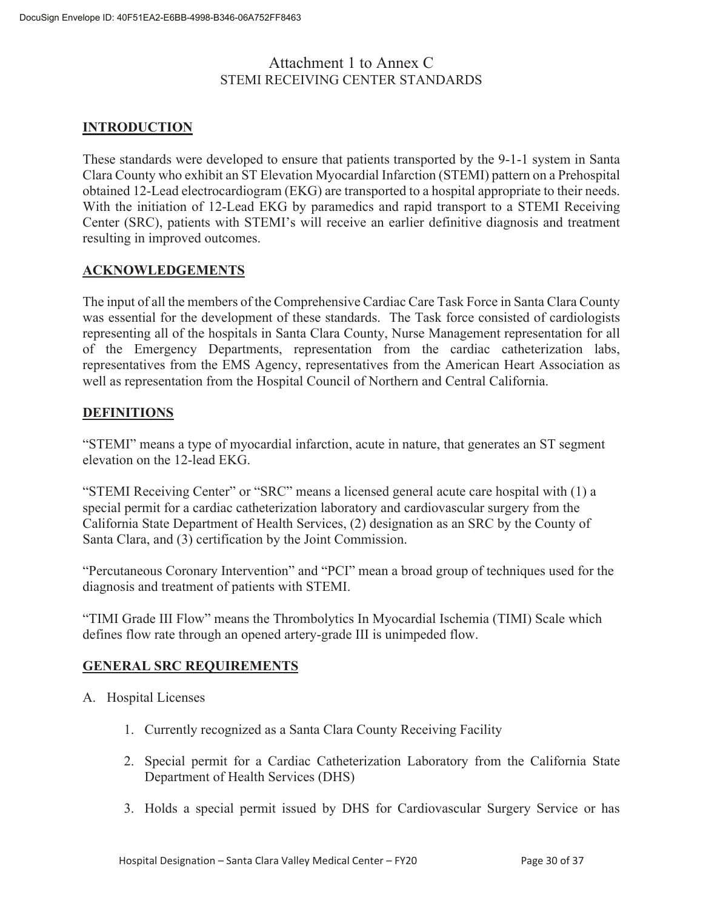# Attachment 1 to Annex C

## STEMI RECEIVING CENTER STANDARDS

### INTRODUCTION

These standards were developed to ensure that patients transported by the 9-1-1 system in Santa Clara County who exhibit an ST Elevation Myocardial Infarction (STEMI) pattern on a Prehospital obtained 12-Lead electrocardiogram (EKG) are transported to a hospital appropriate to their needs. With the initiation of 12-Lead EKG by paramedics and rapid transport to a STEMI Receiving Center (SRC), patients with STEMI's will receive an earlier definitive diagnosis and treatment resulting in improved outcomes.

### ACKNOWLEDGEMENTS

The input of all the members of the Comprehensive Cardiac Care Task Force in Santa Clara County was essential for the development of these standards. The Task force consisted of cardiologists representing all of the hospitals in Santa Clara County, Nurse Management representation for all of the Emergency Departments, representation from the cardiac catheterization labs, representatives from the EMS Agency, representatives from the American Heart Association as well as representation from the Hospital Council of Northern and Central California.

### DEFINITIONS

"STEMI" means a type of myocardial infarction, acute in nature, that generates an ST segment elevation on the 12-lead EKG.

"STEMI Receiving Center" or "SRC" means a licensed general acute care hospital with (1) a special permit for a cardiac catheterization laboratory and cardiovascular surgery from the California State Department of Health Services, (2) designation as an SRC by the County of Santa Clara, and (3) certification by the Joint Commission.

"Percutaneous Coronary Intervention" and "PCI" mean a broad group of techniques used for the diagnosis and treatment of patients with STEMI.

"TIMI Grade III Flow" means the Thrombolytics In Myocardial Ischemia (TIMI) Scale which defines flow rate through an opened artery-grade III is unimpeded flow.

### GENERAL SRC REQUIREMENTS

A. Hospital Licenses

1. Currently recognized as a Santa Clara County Receiving Facility
2. Special permit for a Cardiac Catheterization Laboratory from the California State Department of Health Services (DHS)
3. Holds a special permit issued by DHS for Cardiovascular Surgery Service or has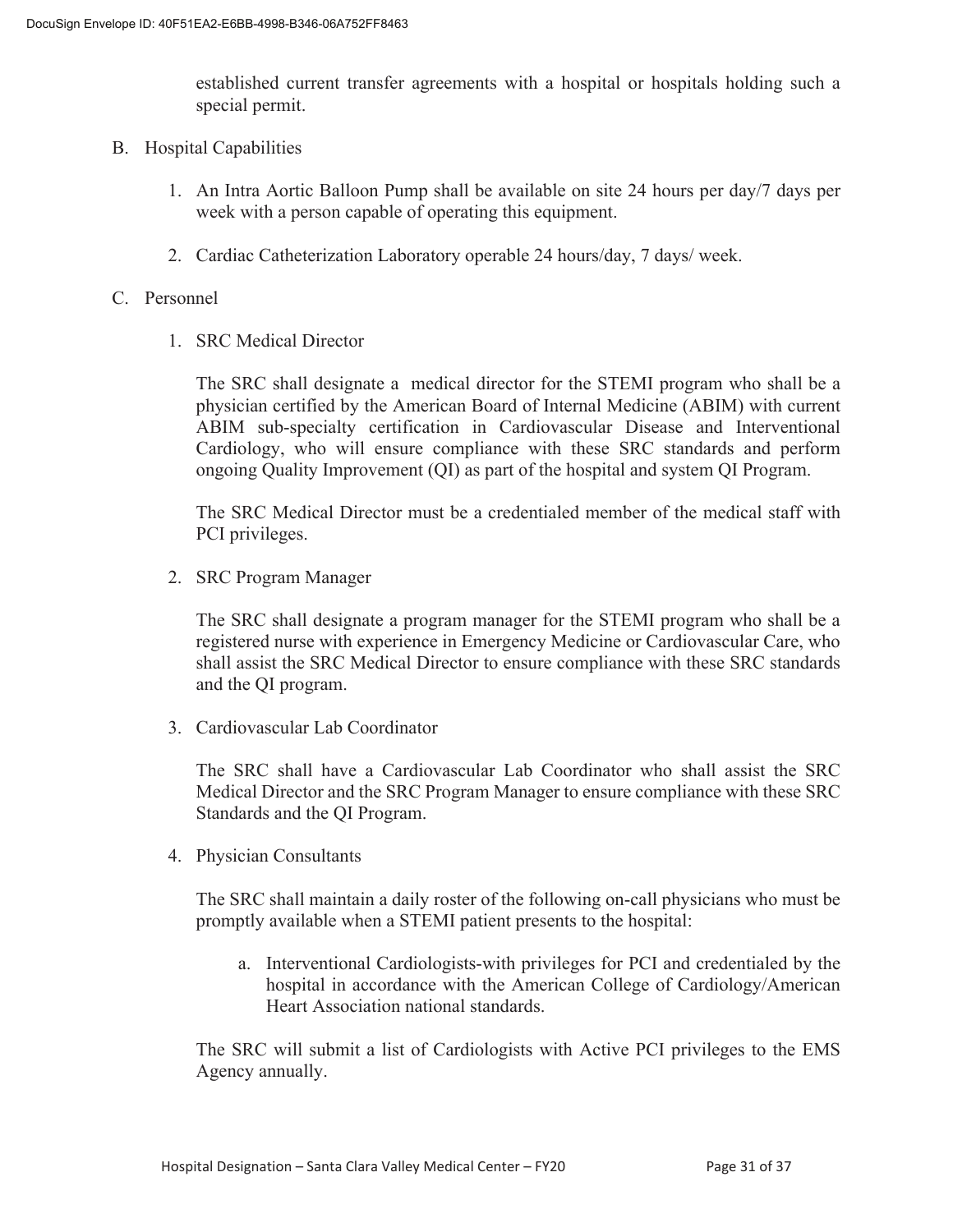established current transfer agreements with a hospital or hospitals holding such a special permit.

B. Hospital Capabilities

   1. An Intra Aortic Balloon Pump shall be available on site 24 hours per day/7 days per week with a person capable of operating this equipment.

   2. Cardiac Catheterization Laboratory operable 24 hours/day, 7 days/ week.

C. Personnel

   1. SRC Medical Director

      The SRC shall designate a medical director for the STEMI program who shall be a physician certified by the American Board of Internal Medicine (ABIM) with current ABIM sub-specialty certification in Cardiovascular Disease and Interventional Cardiology, who will ensure compliance with these SRC standards and perform ongoing Quality Improvement (QI) as part of the hospital and system QI Program.

      The SRC Medical Director must be a credentialed member of the medical staff with PCI privileges.

   2. SRC Program Manager

      The SRC shall designate a program manager for the STEMI program who shall be a registered nurse with experience in Emergency Medicine or Cardiovascular Care, who shall assist the SRC Medical Director to ensure compliance with these SRC standards and the QI program.

   3. Cardiovascular Lab Coordinator

      The SRC shall have a Cardiovascular Lab Coordinator who shall assist the SRC Medical Director and the SRC Program Manager to ensure compliance with these SRC Standards and the QI Program.

   4. Physician Consultants

      The SRC shall maintain a daily roster of the following on-call physicians who must be promptly available when a STEMI patient presents to the hospital:

      a. Interventional Cardiologists-with privileges for PCI and credentialed by the hospital in accordance with the American College of Cardiology/American Heart Association national standards.

      The SRC will submit a list of Cardiologists with Active PCI privileges to the EMS Agency annually.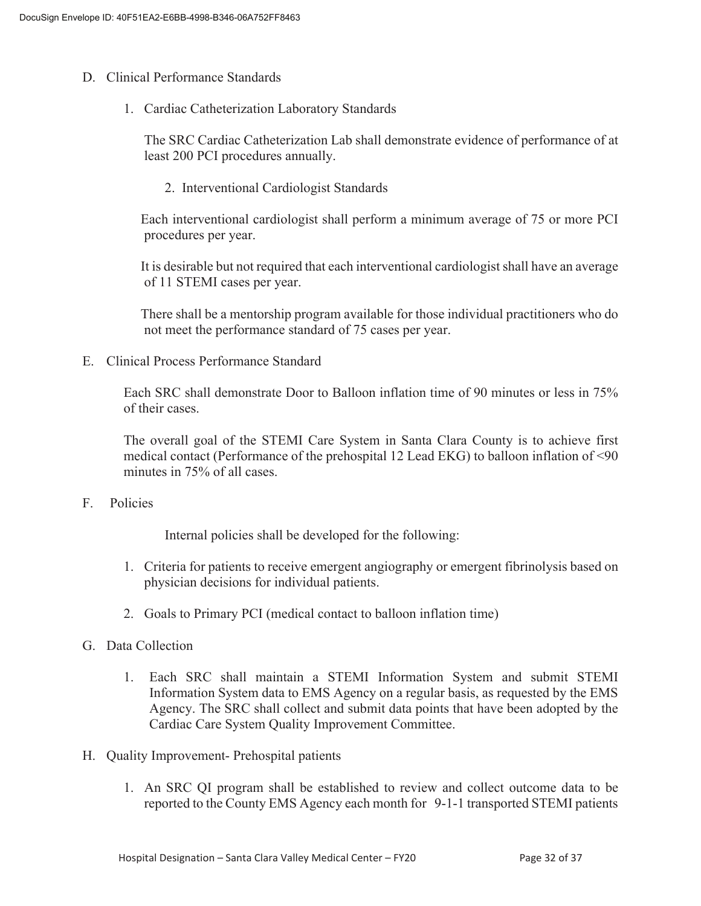D. Clinical Performance Standards

1. Cardiac Catheterization Laboratory Standards

   The SRC Cardiac Catheterization Lab shall demonstrate evidence of performance of at least 200 PCI procedures annually.

2. Interventional Cardiologist Standards

   Each interventional cardiologist shall perform a minimum average of 75 or more PCI procedures per year.

   It is desirable but not required that each interventional cardiologist shall have an average of 11 STEMI cases per year.

   There shall be a mentorship program available for those individual practitioners who do not meet the performance standard of 75 cases per year.

E. Clinical Process Performance Standard

Each SRC shall demonstrate Door to Balloon inflation time of 90 minutes or less in 75% of their cases.

The overall goal of the STEMI Care System in Santa Clara County is to achieve first medical contact (Performance of the prehospital 12 Lead EKG) to balloon inflation of <90 minutes in 75% of all cases.

F. Policies

Internal policies shall be developed for the following:

1. Criteria for patients to receive emergent angiography or emergent fibrinolysis based on physician decisions for individual patients.
2. Goals to Primary PCI (medical contact to balloon inflation time)

G. Data Collection

1. Each SRC shall maintain a STEMI Information System and submit STEMI Information System data to EMS Agency on a regular basis, as requested by the EMS Agency. The SRC shall collect and submit data points that have been adopted by the Cardiac Care System Quality Improvement Committee.

H. Quality Improvement- Prehospital patients

1. An SRC QI program shall be established to review and collect outcome data to be reported to the County EMS Agency each month for 9-1-1 transported STEMI patients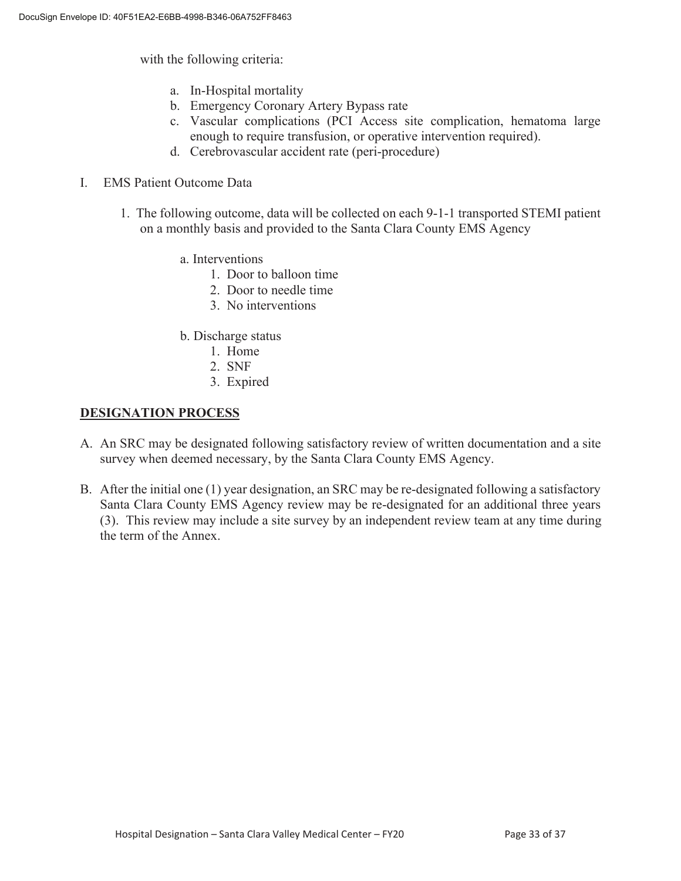with the following criteria:

a. In-Hospital mortality
b. Emergency Coronary Artery Bypass rate
c. Vascular complications (PCI Access site complication, hematoma large enough to require transfusion, or operative intervention required).
d. Cerebrovascular accident rate (peri-procedure)

I. EMS Patient Outcome Data

1. The following outcome, data will be collected on each 9-1-1 transported STEMI patient on a monthly basis and provided to the Santa Clara County EMS Agency

   a. Interventions
      1. Door to balloon time
      2. Door to needle time
      3. No interventions

   b. Discharge status
      1. Home
      2. SNF
      3. Expired

**<u>DESIGNATION PROCESS</u>**

A. An SRC may be designated following satisfactory review of written documentation and a site survey when deemed necessary, by the Santa Clara County EMS Agency.

B. After the initial one (1) year designation, an SRC may be re-designated following a satisfactory Santa Clara County EMS Agency review may be re-designated for an additional three years (3). This review may include a site survey by an independent review team at any time during the term of the Annex.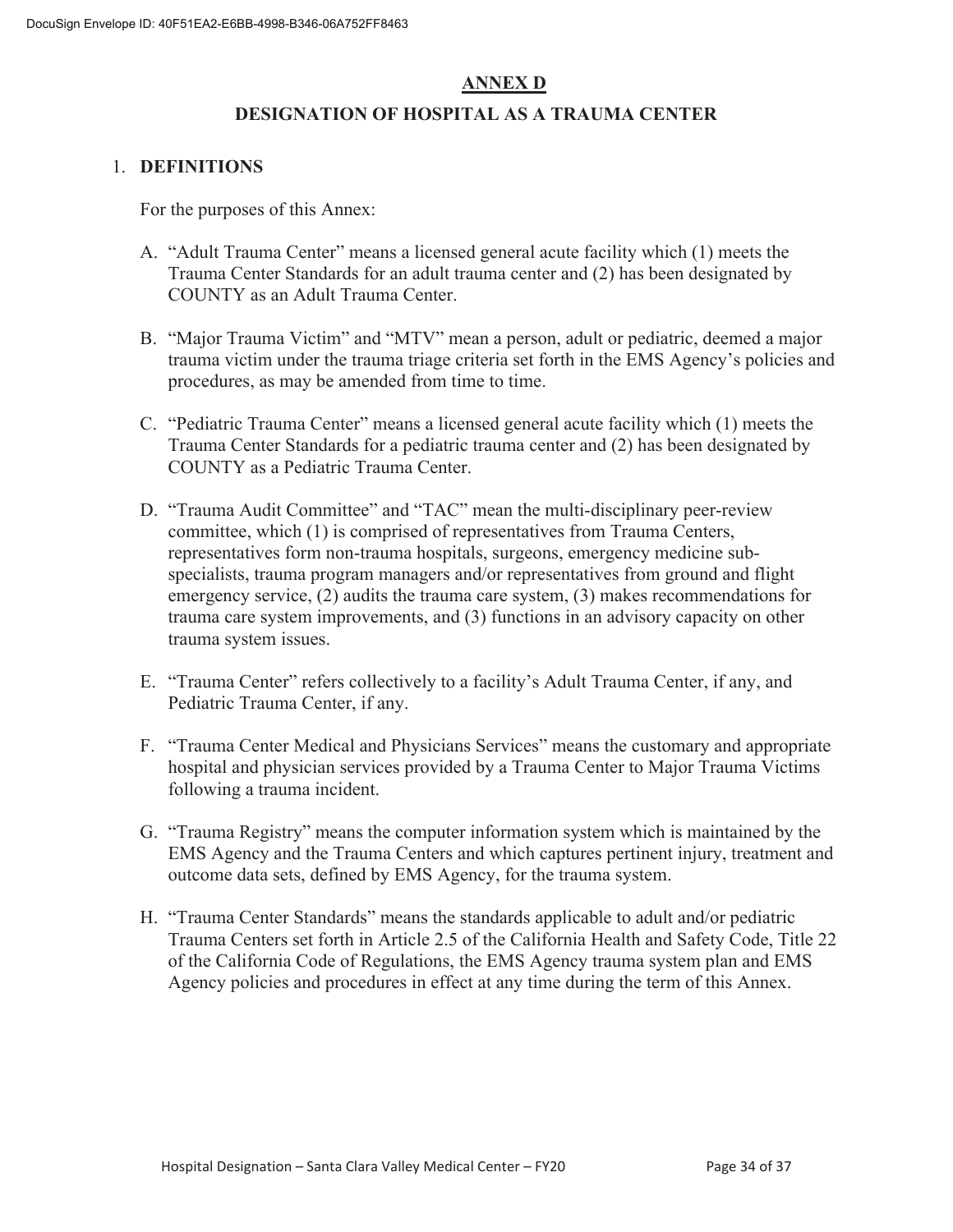# ANNEX D

## DESIGNATION OF HOSPITAL AS A TRAUMA CENTER

1. **DEFINITIONS**

   For the purposes of this Annex:

   A. "Adult Trauma Center" means a licensed general acute facility which (1) meets the Trauma Center Standards for an adult trauma center and (2) has been designated by COUNTY as an Adult Trauma Center.

   B. "Major Trauma Victim" and "MTV" mean a person, adult or pediatric, deemed a major trauma victim under the trauma triage criteria set forth in the EMS Agency's policies and procedures, as may be amended from time to time.

   C. "Pediatric Trauma Center" means a licensed general acute facility which (1) meets the Trauma Center Standards for a pediatric trauma center and (2) has been designated by COUNTY as a Pediatric Trauma Center.

   D. "Trauma Audit Committee" and "TAC" mean the multi-disciplinary peer-review committee, which (1) is comprised of representatives from Trauma Centers, representatives form non-trauma hospitals, surgeons, emergency medicine sub-specialists, trauma program managers and/or representatives from ground and flight emergency service, (2) audits the trauma care system, (3) makes recommendations for trauma care system improvements, and (3) functions in an advisory capacity on other trauma system issues.

   E. "Trauma Center" refers collectively to a facility's Adult Trauma Center, if any, and Pediatric Trauma Center, if any.

   F. "Trauma Center Medical and Physicians Services" means the customary and appropriate hospital and physician services provided by a Trauma Center to Major Trauma Victims following a trauma incident.

   G. "Trauma Registry" means the computer information system which is maintained by the EMS Agency and the Trauma Centers and which captures pertinent injury, treatment and outcome data sets, defined by EMS Agency, for the trauma system.

   H. "Trauma Center Standards" means the standards applicable to adult and/or pediatric Trauma Centers set forth in Article 2.5 of the California Health and Safety Code, Title 22 of the California Code of Regulations, the EMS Agency trauma system plan and EMS Agency policies and procedures in effect at any time during the term of this Annex.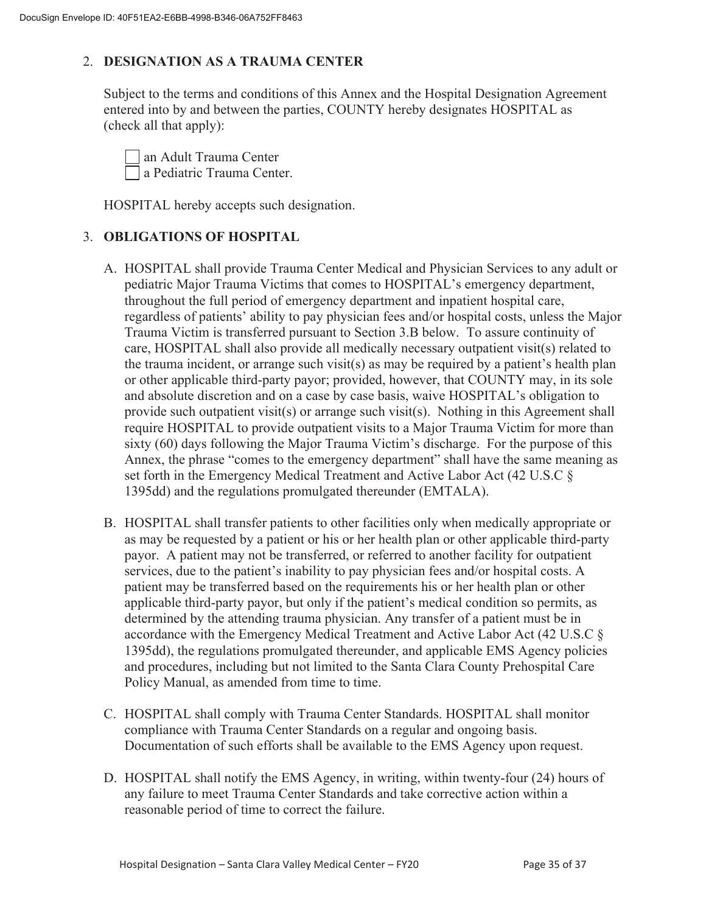## 2. DESIGNATION AS A TRAUMA CENTER

Subject to the terms and conditions of this Annex and the Hospital Designation Agreement entered into by and between the parties, COUNTY hereby designates HOSPITAL as (check all that apply):

☐ an Adult Trauma Center
☐ a Pediatric Trauma Center.

HOSPITAL hereby accepts such designation.

## 3. OBLIGATIONS OF HOSPITAL

A. HOSPITAL shall provide Trauma Center Medical and Physician Services to any adult or pediatric Major Trauma Victims that comes to HOSPITAL's emergency department, throughout the full period of emergency department and inpatient hospital care, regardless of patients' ability to pay physician fees and/or hospital costs, unless the Major Trauma Victim is transferred pursuant to Section 3.B below. To assure continuity of care, HOSPITAL shall also provide all medically necessary outpatient visit(s) related to the trauma incident, or arrange such visit(s) as may be required by a patient's health plan or other applicable third-party payor; provided, however, that COUNTY may, in its sole and absolute discretion and on a case by case basis, waive HOSPITAL's obligation to provide such outpatient visit(s) or arrange such visit(s). Nothing in this Agreement shall require HOSPITAL to provide outpatient visits to a Major Trauma Victim for more than sixty (60) days following the Major Trauma Victim's discharge. For the purpose of this Annex, the phrase "comes to the emergency department" shall have the same meaning as set forth in the Emergency Medical Treatment and Active Labor Act (42 U.S.C § 1395dd) and the regulations promulgated thereunder (EMTALA).

B. HOSPITAL shall transfer patients to other facilities only when medically appropriate or as may be requested by a patient or his or her health plan or other applicable third-party payor. A patient may not be transferred, or referred to another facility for outpatient services, due to the patient's inability to pay physician fees and/or hospital costs. A patient may be transferred based on the requirements his or her health plan or other applicable third-party payor, but only if the patient's medical condition so permits, as determined by the attending trauma physician. Any transfer of a patient must be in accordance with the Emergency Medical Treatment and Active Labor Act (42 U.S.C § 1395dd), the regulations promulgated thereunder, and applicable EMS Agency policies and procedures, including but not limited to the Santa Clara County Prehospital Care Policy Manual, as amended from time to time.

C. HOSPITAL shall comply with Trauma Center Standards. HOSPITAL shall monitor compliance with Trauma Center Standards on a regular and ongoing basis. Documentation of such efforts shall be available to the EMS Agency upon request.

D. HOSPITAL shall notify the EMS Agency, in writing, within twenty-four (24) hours of any failure to meet Trauma Center Standards and take corrective action within a reasonable period of time to correct the failure.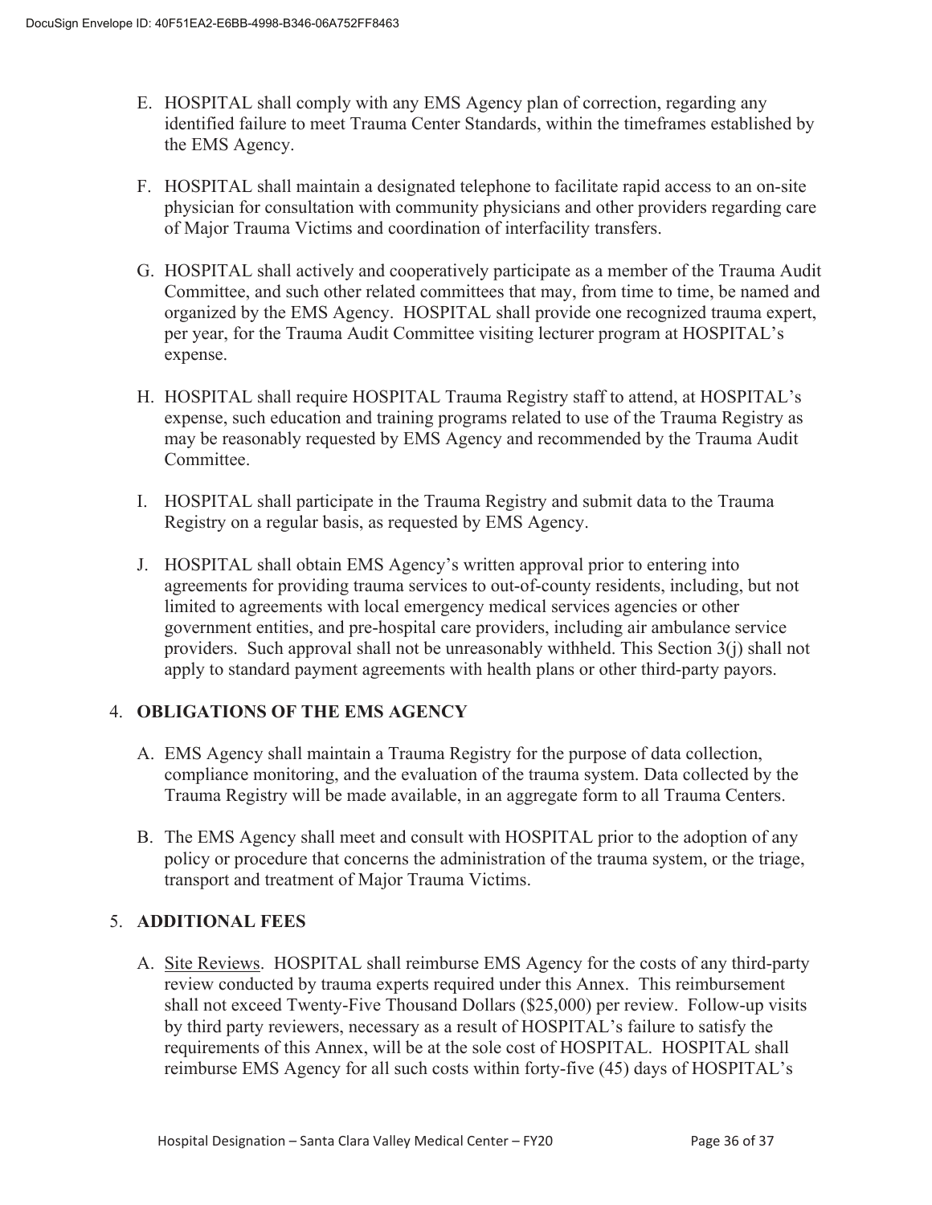E. HOSPITAL shall comply with any EMS Agency plan of correction, regarding any identified failure to meet Trauma Center Standards, within the timeframes established by the EMS Agency.

F. HOSPITAL shall maintain a designated telephone to facilitate rapid access to an on-site physician for consultation with community physicians and other providers regarding care of Major Trauma Victims and coordination of interfacility transfers.

G. HOSPITAL shall actively and cooperatively participate as a member of the Trauma Audit Committee, and such other related committees that may, from time to time, be named and organized by the EMS Agency. HOSPITAL shall provide one recognized trauma expert, per year, for the Trauma Audit Committee visiting lecturer program at HOSPITAL's expense.

H. HOSPITAL shall require HOSPITAL Trauma Registry staff to attend, at HOSPITAL's expense, such education and training programs related to use of the Trauma Registry as may be reasonably requested by EMS Agency and recommended by the Trauma Audit Committee.

I. HOSPITAL shall participate in the Trauma Registry and submit data to the Trauma Registry on a regular basis, as requested by EMS Agency.

J. HOSPITAL shall obtain EMS Agency's written approval prior to entering into agreements for providing trauma services to out-of-county residents, including, but not limited to agreements with local emergency medical services agencies or other government entities, and pre-hospital care providers, including air ambulance service providers. Such approval shall not be unreasonably withheld. This Section 3(j) shall not apply to standard payment agreements with health plans or other third-party payors.

## 4. OBLIGATIONS OF THE EMS AGENCY

A. EMS Agency shall maintain a Trauma Registry for the purpose of data collection, compliance monitoring, and the evaluation of the trauma system. Data collected by the Trauma Registry will be made available, in an aggregate form to all Trauma Centers.

B. The EMS Agency shall meet and consult with HOSPITAL prior to the adoption of any policy or procedure that concerns the administration of the trauma system, or the triage, transport and treatment of Major Trauma Victims.

## 5. ADDITIONAL FEES

A. Site Reviews. HOSPITAL shall reimburse EMS Agency for the costs of any third-party review conducted by trauma experts required under this Annex. This reimbursement shall not exceed Twenty-Five Thousand Dollars ($25,000) per review. Follow-up visits by third party reviewers, necessary as a result of HOSPITAL's failure to satisfy the requirements of this Annex, will be at the sole cost of HOSPITAL. HOSPITAL shall reimburse EMS Agency for all such costs within forty-five (45) days of HOSPITAL's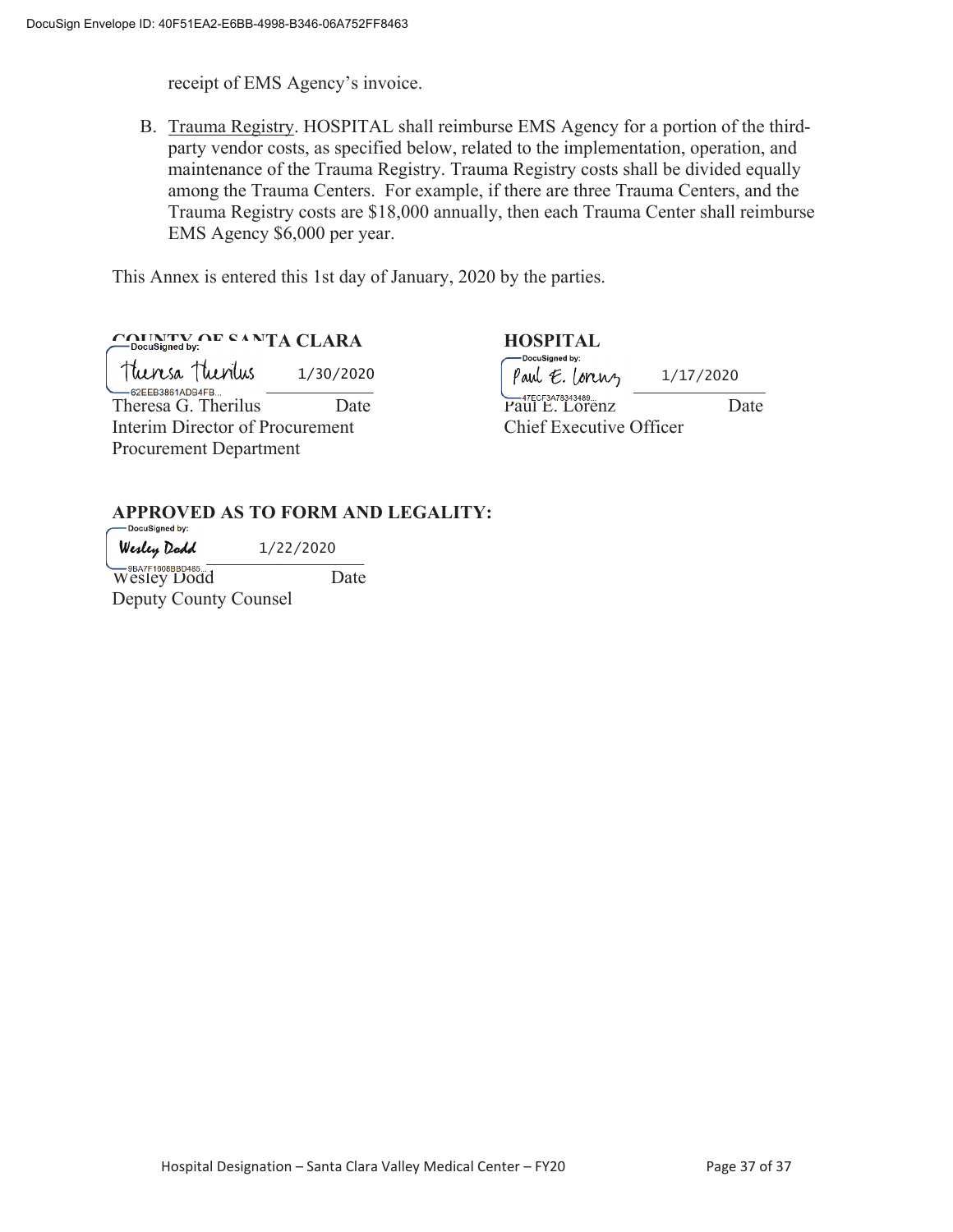receipt of EMS Agency's invoice.

B. Trauma Registry. HOSPITAL shall reimburse EMS Agency for a portion of the third-party vendor costs, as specified below, related to the implementation, operation, and maintenance of the Trauma Registry. Trauma Registry costs shall be divided equally among the Trauma Centers. For example, if there are three Trauma Centers, and the Trauma Registry costs are $18,000 annually, then each Trauma Center shall reimburse EMS Agency $6,000 per year.

This Annex is entered this 1st day of January, 2020 by the parties.

**COUNTY OF SANTA CLARA**

DocuSigned by: Theresa Therilus 1/30/2020

Theresa G. Therilus Date
Interim Director of Procurement
Procurement Department

**HOSPITAL**

DocuSigned by: Paul E. Lorenz 1/17/2020

Paul E. Lorenz Date
Chief Executive Officer

**APPROVED AS TO FORM AND LEGALITY:**

DocuSigned by: Wesley Dodd 1/22/2020

Wesley Dodd Date
Deputy County Counsel